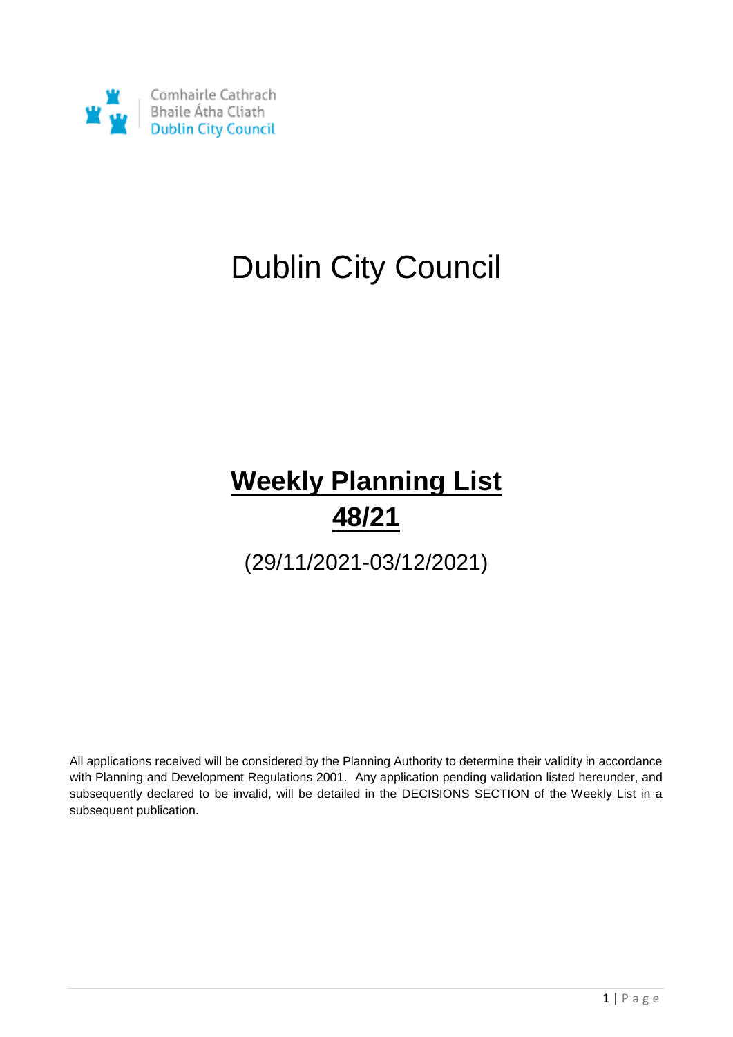Comhairle Cathrach
Bhaile Átha Cliath
Dublin City Council

# Dublin City Council

# **Weekly Planning List 48/21**

(29/11/2021-03/12/2021)

All applications received will be considered by the Planning Authority to determine their validity in accordance with Planning and Development Regulations 2001. Any application pending validation listed hereunder, and subsequently declared to be invalid, will be detailed in the DECISIONS SECTION of the Weekly List in a subsequent publication.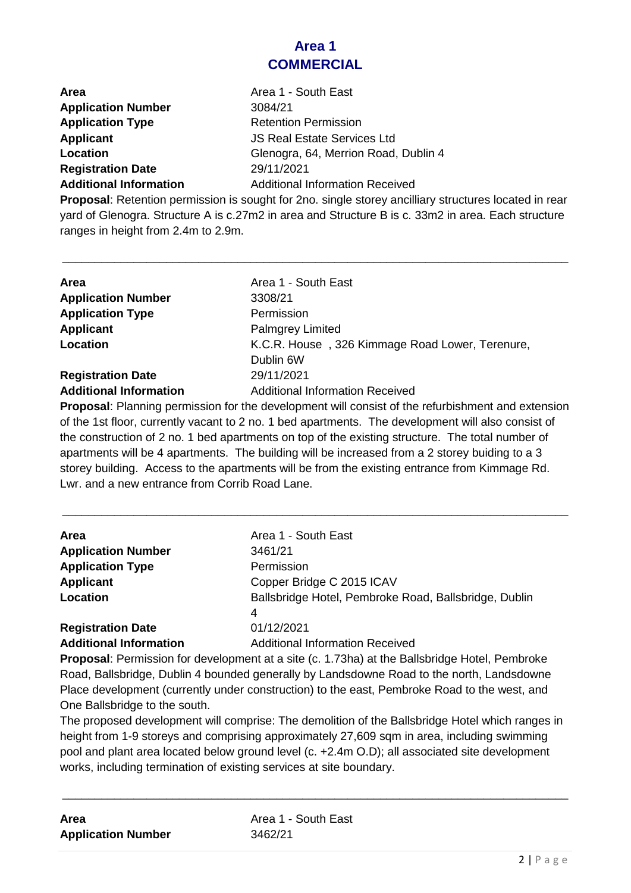## Area 1
## COMMERCIAL

**Area** Area 1 - South East
**Application Number** 3084/21
**Application Type** Retention Permission
**Applicant** JS Real Estate Services Ltd
**Location** Glenogra, 64, Merrion Road, Dublin 4
**Registration Date** 29/11/2021
**Additional Information** Additional Information Received

**Proposal**: Retention permission is sought for 2no. single storey ancilliary structures located in rear yard of Glenogra. Structure A is c.27m2 in area and Structure B is c. 33m2 in area. Each structure ranges in height from 2.4m to 2.9m.

---

**Area** Area 1 - South East
**Application Number** 3308/21
**Application Type** Permission
**Applicant** Palmgrey Limited
**Location** K.C.R. House , 326 Kimmage Road Lower, Terenure, Dublin 6W
**Registration Date** 29/11/2021
**Additional Information** Additional Information Received

**Proposal**: Planning permission for the development will consist of the refurbishment and extension of the 1st floor, currently vacant to 2 no. 1 bed apartments. The development will also consist of the construction of 2 no. 1 bed apartments on top of the existing structure. The total number of apartments will be 4 apartments. The building will be increased from a 2 storey buiding to a 3 storey building. Access to the apartments will be from the existing entrance from Kimmage Rd. Lwr. and a new entrance from Corrib Road Lane.

---

**Area** Area 1 - South East
**Application Number** 3461/21
**Application Type** Permission
**Applicant** Copper Bridge C 2015 ICAV
**Location** Ballsbridge Hotel, Pembroke Road, Ballsbridge, Dublin 4
**Registration Date** 01/12/2021
**Additional Information** Additional Information Received

**Proposal**: Permission for development at a site (c. 1.73ha) at the Ballsbridge Hotel, Pembroke Road, Ballsbridge, Dublin 4 bounded generally by Landsdowne Road to the north, Landsdowne Place development (currently under construction) to the east, Pembroke Road to the west, and One Ballsbridge to the south.

The proposed development will comprise: The demolition of the Ballsbridge Hotel which ranges in height from 1-9 storeys and comprising approximately 27,609 sqm in area, including swimming pool and plant area located below ground level (c. +2.4m O.D); all associated site development works, including termination of existing services at site boundary.

---

**Area** Area 1 - South East
**Application Number** 3462/21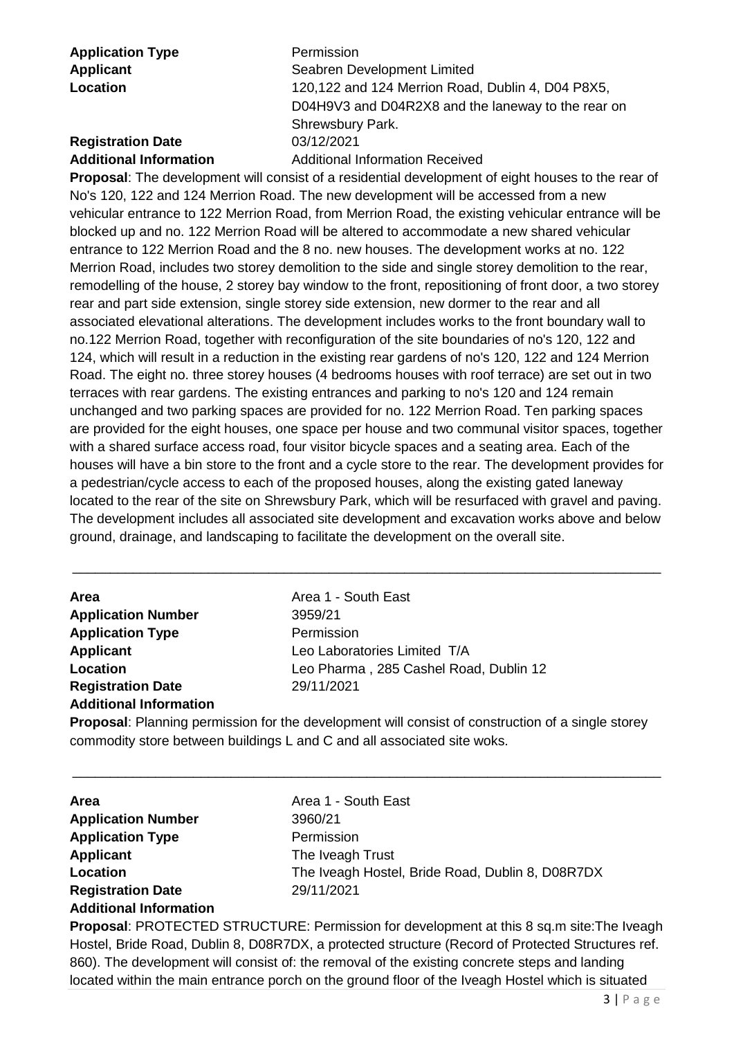**Application Type** Permission
**Applicant** Seabren Development Limited
**Location** 120,122 and 124 Merrion Road, Dublin 4, D04 P8X5, D04H9V3 and D04R2X8 and the laneway to the rear on Shrewsbury Park.
**Registration Date** 03/12/2021
**Additional Information** Additional Information Received

**Proposal**: The development will consist of a residential development of eight houses to the rear of No's 120, 122 and 124 Merrion Road. The new development will be accessed from a new vehicular entrance to 122 Merrion Road, from Merrion Road, the existing vehicular entrance will be blocked up and no. 122 Merrion Road will be altered to accommodate a new shared vehicular entrance to 122 Merrion Road and the 8 no. new houses. The development works at no. 122 Merrion Road, includes two storey demolition to the side and single storey demolition to the rear, remodelling of the house, 2 storey bay window to the front, repositioning of front door, a two storey rear and part side extension, single storey side extension, new dormer to the rear and all associated elevational alterations. The development includes works to the front boundary wall to no.122 Merrion Road, together with reconfiguration of the site boundaries of no's 120, 122 and 124, which will result in a reduction in the existing rear gardens of no's 120, 122 and 124 Merrion Road. The eight no. three storey houses (4 bedrooms houses with roof terrace) are set out in two terraces with rear gardens. The existing entrances and parking to no's 120 and 124 remain unchanged and two parking spaces are provided for no. 122 Merrion Road. Ten parking spaces are provided for the eight houses, one space per house and two communal visitor spaces, together with a shared surface access road, four visitor bicycle spaces and a seating area. Each of the houses will have a bin store to the front and a cycle store to the rear. The development provides for a pedestrian/cycle access to each of the proposed houses, along the existing gated laneway located to the rear of the site on Shrewsbury Park, which will be resurfaced with gravel and paving. The development includes all associated site development and excavation works above and below ground, drainage, and landscaping to facilitate the development on the overall site.

---

**Area** Area 1 - South East
**Application Number** 3959/21
**Application Type** Permission
**Applicant** Leo Laboratories Limited T/A
**Location** Leo Pharma , 285 Cashel Road, Dublin 12
**Registration Date** 29/11/2021
**Additional Information**

**Proposal**: Planning permission for the development will consist of construction of a single storey commodity store between buildings L and C and all associated site woks.

---

**Area** Area 1 - South East
**Application Number** 3960/21
**Application Type** Permission
**Applicant** The Iveagh Trust
**Location** The Iveagh Hostel, Bride Road, Dublin 8, D08R7DX
**Registration Date** 29/11/2021
**Additional Information**

**Proposal**: PROTECTED STRUCTURE: Permission for development at this 8 sq.m site:The Iveagh Hostel, Bride Road, Dublin 8, D08R7DX, a protected structure (Record of Protected Structures ref. 860). The development will consist of: the removal of the existing concrete steps and landing located within the main entrance porch on the ground floor of the Iveagh Hostel which is situated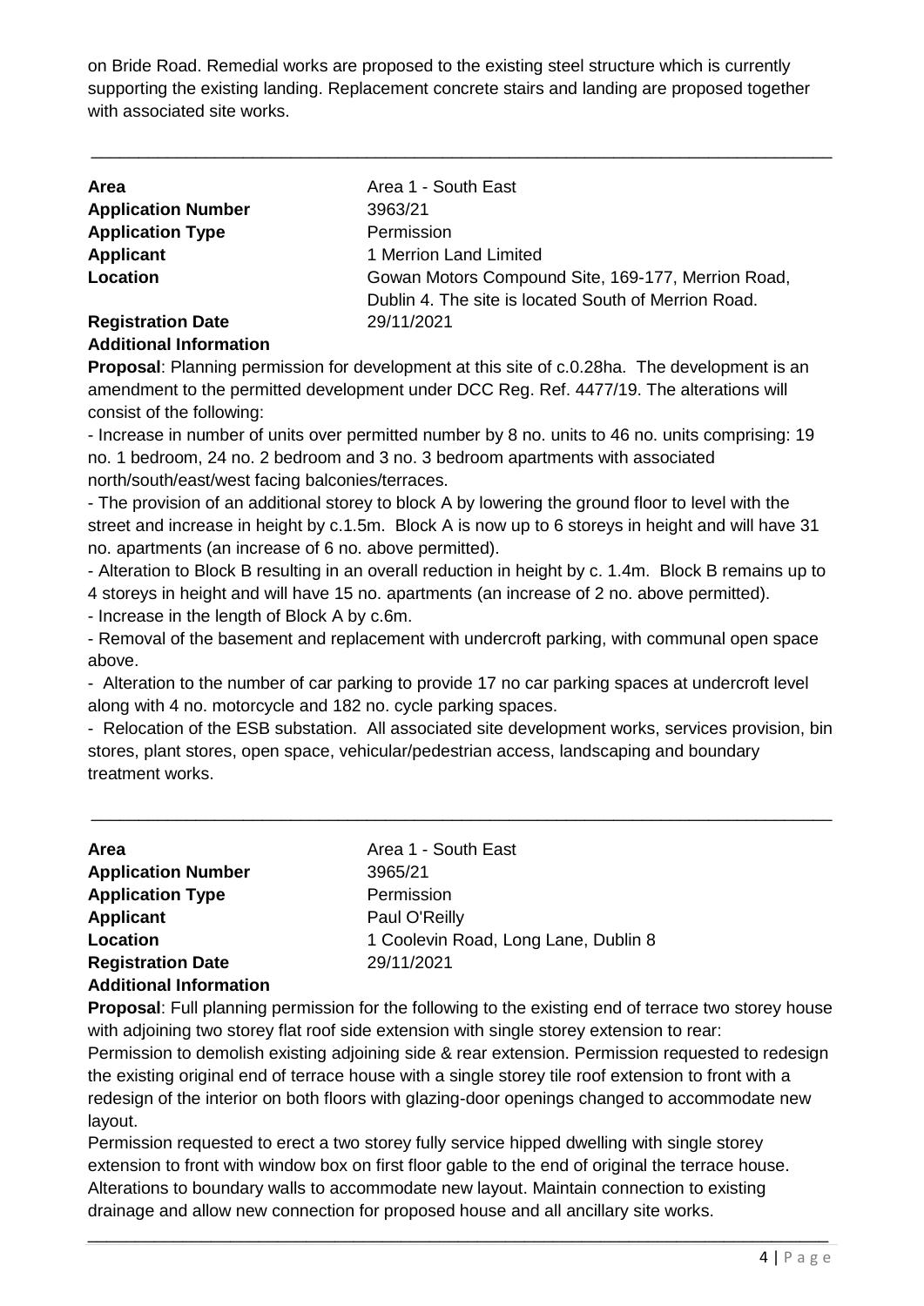on Bride Road. Remedial works are proposed to the existing steel structure which is currently supporting the existing landing. Replacement concrete stairs and landing are proposed together with associated site works.

---

| | |
|---|---|
| **Area** | Area 1 - South East |
| **Application Number** | 3963/21 |
| **Application Type** | Permission |
| **Applicant** | 1 Merrion Land Limited |
| **Location** | Gowan Motors Compound Site, 169-177, Merrion Road, Dublin 4. The site is located South of Merrion Road. |
| **Registration Date** | 29/11/2021 |

**Additional Information**

**Proposal**: Planning permission for development at this site of c.0.28ha. The development is an amendment to the permitted development under DCC Reg. Ref. 4477/19. The alterations will consist of the following:

- Increase in number of units over permitted number by 8 no. units to 46 no. units comprising: 19 no. 1 bedroom, 24 no. 2 bedroom and 3 no. 3 bedroom apartments with associated north/south/east/west facing balconies/terraces.
- The provision of an additional storey to block A by lowering the ground floor to level with the street and increase in height by c.1.5m. Block A is now up to 6 storeys in height and will have 31 no. apartments (an increase of 6 no. above permitted).
- Alteration to Block B resulting in an overall reduction in height by c. 1.4m. Block B remains up to 4 storeys in height and will have 15 no. apartments (an increase of 2 no. above permitted).
- Increase in the length of Block A by c.6m.
- Removal of the basement and replacement with undercroft parking, with communal open space above.
- Alteration to the number of car parking to provide 17 no car parking spaces at undercroft level along with 4 no. motorcycle and 182 no. cycle parking spaces.
- Relocation of the ESB substation. All associated site development works, services provision, bin stores, plant stores, open space, vehicular/pedestrian access, landscaping and boundary treatment works.

---

| | |
|---|---|
| **Area** | Area 1 - South East |
| **Application Number** | 3965/21 |
| **Application Type** | Permission |
| **Applicant** | Paul O'Reilly |
| **Location** | 1 Coolevin Road, Long Lane, Dublin 8 |
| **Registration Date** | 29/11/2021 |

**Additional Information**

**Proposal**: Full planning permission for the following to the existing end of terrace two storey house with adjoining two storey flat roof side extension with single storey extension to rear:
Permission to demolish existing adjoining side & rear extension. Permission requested to redesign the existing original end of terrace house with a single storey tile roof extension to front with a redesign of the interior on both floors with glazing-door openings changed to accommodate new layout.
Permission requested to erect a two storey fully service hipped dwelling with single storey extension to front with window box on first floor gable to the end of original the terrace house. Alterations to boundary walls to accommodate new layout. Maintain connection to existing drainage and allow new connection for proposed house and all ancillary site works.

---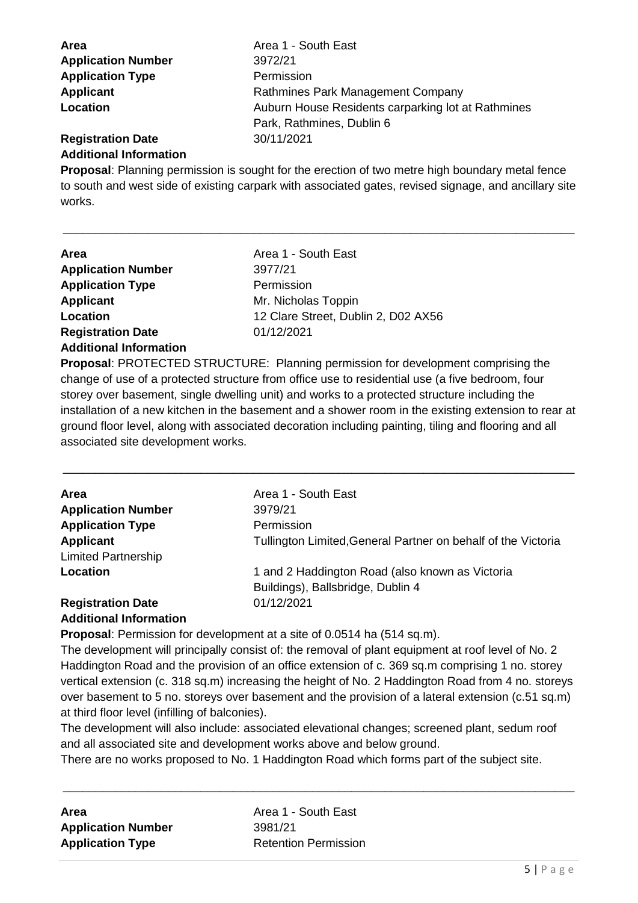**Area** Area 1 - South East
**Application Number** 3972/21
**Application Type** Permission
**Applicant** Rathmines Park Management Company
**Location** Auburn House Residents carparking lot at Rathmines Park, Rathmines, Dublin 6
**Registration Date** 30/11/2021
**Additional Information**

**Proposal**: Planning permission is sought for the erection of two metre high boundary metal fence to south and west side of existing carpark with associated gates, revised signage, and ancillary site works.

---

**Area** Area 1 - South East
**Application Number** 3977/21
**Application Type** Permission
**Applicant** Mr. Nicholas Toppin
**Location** 12 Clare Street, Dublin 2, D02 AX56
**Registration Date** 01/12/2021
**Additional Information**

**Proposal**: PROTECTED STRUCTURE: Planning permission for development comprising the change of use of a protected structure from office use to residential use (a five bedroom, four storey over basement, single dwelling unit) and works to a protected structure including the installation of a new kitchen in the basement and a shower room in the existing extension to rear at ground floor level, along with associated decoration including painting, tiling and flooring and all associated site development works.

---

**Area** Area 1 - South East
**Application Number** 3979/21
**Application Type** Permission
**Applicant** Tullington Limited,General Partner on behalf of the Victoria Limited Partnership
**Location** 1 and 2 Haddington Road (also known as Victoria Buildings), Ballsbridge, Dublin 4
**Registration Date** 01/12/2021
**Additional Information**

**Proposal**: Permission for development at a site of 0.0514 ha (514 sq.m).

The development will principally consist of: the removal of plant equipment at roof level of No. 2 Haddington Road and the provision of an office extension of c. 369 sq.m comprising 1 no. storey vertical extension (c. 318 sq.m) increasing the height of No. 2 Haddington Road from 4 no. storeys over basement to 5 no. storeys over basement and the provision of a lateral extension (c.51 sq.m) at third floor level (infilling of balconies).

The development will also include: associated elevational changes; screened plant, sedum roof and all associated site and development works above and below ground.

There are no works proposed to No. 1 Haddington Road which forms part of the subject site.

---

**Area** Area 1 - South East
**Application Number** 3981/21
**Application Type** Retention Permission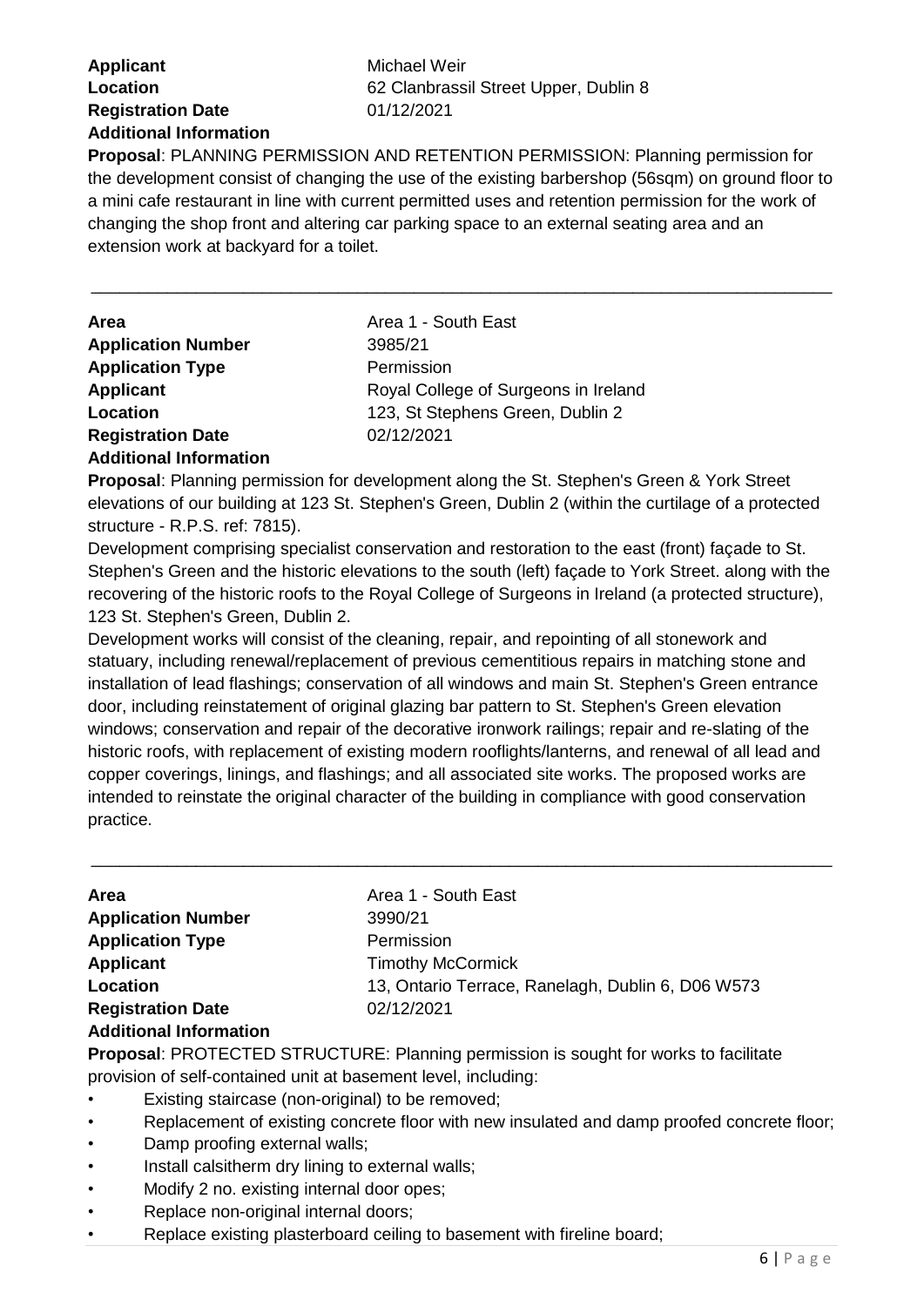**Applicant** Michael Weir
**Location** 62 Clanbrassil Street Upper, Dublin 8
**Registration Date** 01/12/2021
**Additional Information**

**Proposal**: PLANNING PERMISSION AND RETENTION PERMISSION: Planning permission for the development consist of changing the use of the existing barbershop (56sqm) on ground floor to a mini cafe restaurant in line with current permitted uses and retention permission for the work of changing the shop front and altering car parking space to an external seating area and an extension work at backyard for a toilet.

---

**Area** Area 1 - South East
**Application Number** 3985/21
**Application Type** Permission
**Applicant** Royal College of Surgeons in Ireland
**Location** 123, St Stephens Green, Dublin 2
**Registration Date** 02/12/2021
**Additional Information**

**Proposal**: Planning permission for development along the St. Stephen's Green & York Street elevations of our building at 123 St. Stephen's Green, Dublin 2 (within the curtilage of a protected structure - R.P.S. ref: 7815).

Development comprising specialist conservation and restoration to the east (front) façade to St. Stephen's Green and the historic elevations to the south (left) façade to York Street. along with the recovering of the historic roofs to the Royal College of Surgeons in Ireland (a protected structure), 123 St. Stephen's Green, Dublin 2.

Development works will consist of the cleaning, repair, and repointing of all stonework and statuary, including renewal/replacement of previous cementitious repairs in matching stone and installation of lead flashings; conservation of all windows and main St. Stephen's Green entrance door, including reinstatement of original glazing bar pattern to St. Stephen's Green elevation windows; conservation and repair of the decorative ironwork railings; repair and re-slating of the historic roofs, with replacement of existing modern rooflights/lanterns, and renewal of all lead and copper coverings, linings, and flashings; and all associated site works. The proposed works are intended to reinstate the original character of the building in compliance with good conservation practice.

---

**Area** Area 1 - South East
**Application Number** 3990/21
**Application Type** Permission
**Applicant** Timothy McCormick
**Location** 13, Ontario Terrace, Ranelagh, Dublin 6, D06 W573
**Registration Date** 02/12/2021
**Additional Information**

**Proposal**: PROTECTED STRUCTURE: Planning permission is sought for works to facilitate provision of self-contained unit at basement level, including:

- Existing staircase (non-original) to be removed;
- Replacement of existing concrete floor with new insulated and damp proofed concrete floor;
- Damp proofing external walls;
- Install calsitherm dry lining to external walls;
- Modify 2 no. existing internal door opes;
- Replace non-original internal doors;
- Replace existing plasterboard ceiling to basement with fireline board;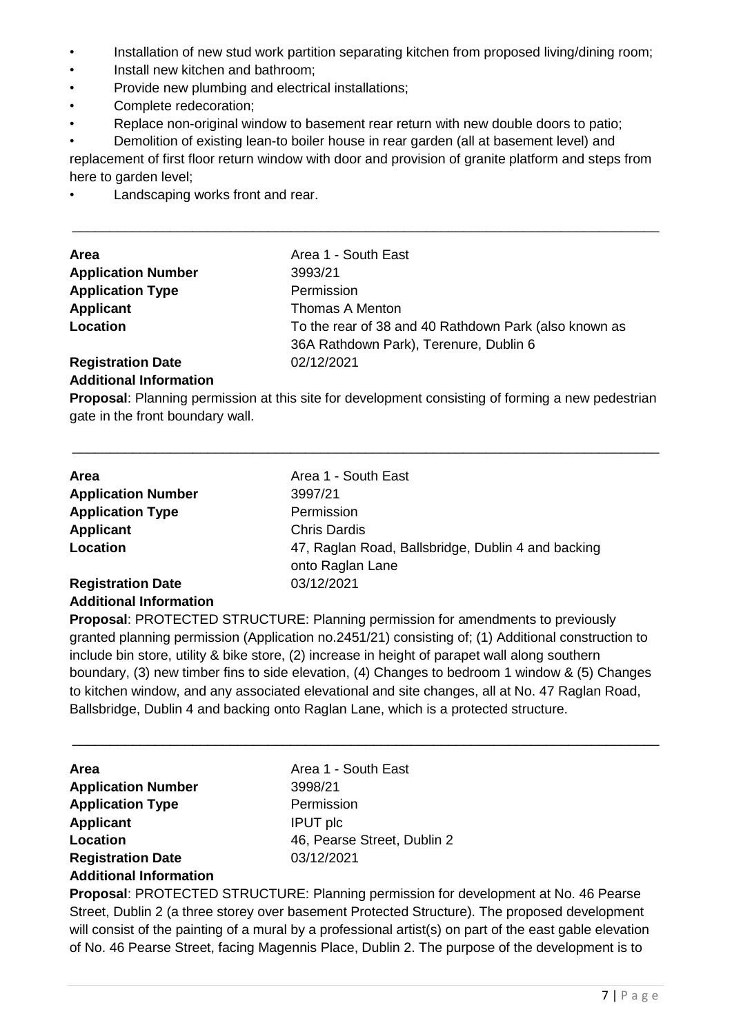- Installation of new stud work partition separating kitchen from proposed living/dining room;
- Install new kitchen and bathroom;
- Provide new plumbing and electrical installations;
- Complete redecoration;
- Replace non-original window to basement rear return with new double doors to patio;
- Demolition of existing lean-to boiler house in rear garden (all at basement level) and replacement of first floor return window with door and provision of granite platform and steps from here to garden level;
- Landscaping works front and rear.

---

| | |
|---|---|
| **Area** | Area 1 - South East |
| **Application Number** | 3993/21 |
| **Application Type** | Permission |
| **Applicant** | Thomas A Menton |
| **Location** | To the rear of 38 and 40 Rathdown Park (also known as 36A Rathdown Park), Terenure, Dublin 6 |
| **Registration Date** | 02/12/2021 |

**Additional Information**

**Proposal**: Planning permission at this site for development consisting of forming a new pedestrian gate in the front boundary wall.

---

| | |
|---|---|
| **Area** | Area 1 - South East |
| **Application Number** | 3997/21 |
| **Application Type** | Permission |
| **Applicant** | Chris Dardis |
| **Location** | 47, Raglan Road, Ballsbridge, Dublin 4 and backing onto Raglan Lane |
| **Registration Date** | 03/12/2021 |

**Additional Information**

**Proposal**: PROTECTED STRUCTURE: Planning permission for amendments to previously granted planning permission (Application no.2451/21) consisting of; (1) Additional construction to include bin store, utility & bike store, (2) increase in height of parapet wall along southern boundary, (3) new timber fins to side elevation, (4) Changes to bedroom 1 window & (5) Changes to kitchen window, and any associated elevational and site changes, all at No. 47 Raglan Road, Ballsbridge, Dublin 4 and backing onto Raglan Lane, which is a protected structure.

---

| | |
|---|---|
| **Area** | Area 1 - South East |
| **Application Number** | 3998/21 |
| **Application Type** | Permission |
| **Applicant** | IPUT plc |
| **Location** | 46, Pearse Street, Dublin 2 |
| **Registration Date** | 03/12/2021 |

**Additional Information**

**Proposal**: PROTECTED STRUCTURE: Planning permission for development at No. 46 Pearse Street, Dublin 2 (a three storey over basement Protected Structure). The proposed development will consist of the painting of a mural by a professional artist(s) on part of the east gable elevation of No. 46 Pearse Street, facing Magennis Place, Dublin 2. The purpose of the development is to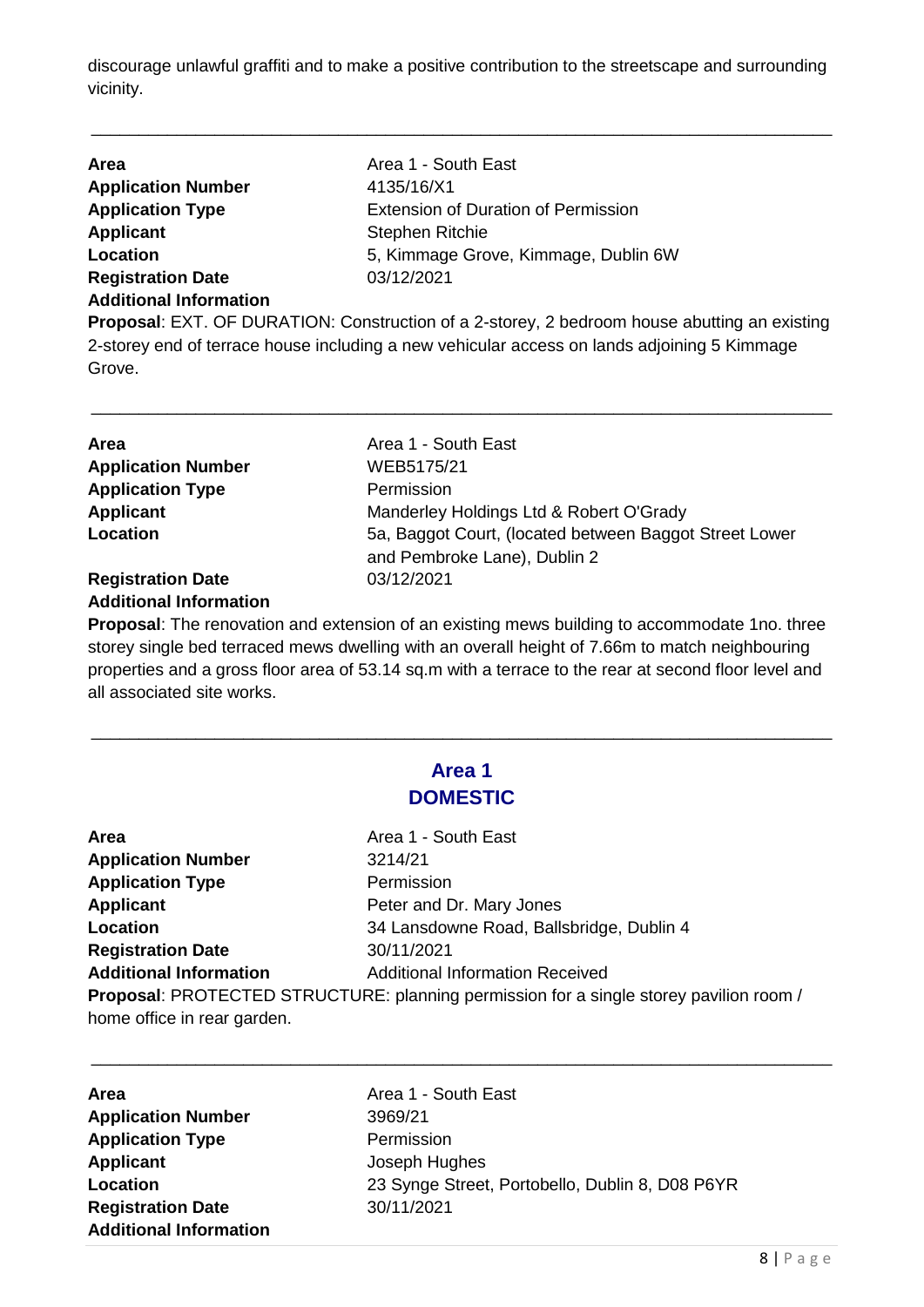discourage unlawful graffiti and to make a positive contribution to the streetscape and surrounding vicinity.

---

| | |
|---|---|
| **Area** | Area 1 - South East |
| **Application Number** | 4135/16/X1 |
| **Application Type** | Extension of Duration of Permission |
| **Applicant** | Stephen Ritchie |
| **Location** | 5, Kimmage Grove, Kimmage, Dublin 6W |
| **Registration Date** | 03/12/2021 |
| **Additional Information** | |

**Proposal**: EXT. OF DURATION: Construction of a 2-storey, 2 bedroom house abutting an existing 2-storey end of terrace house including a new vehicular access on lands adjoining 5 Kimmage Grove.

---

| | |
|---|---|
| **Area** | Area 1 - South East |
| **Application Number** | WEB5175/21 |
| **Application Type** | Permission |
| **Applicant** | Manderley Holdings Ltd & Robert O'Grady |
| **Location** | 5a, Baggot Court, (located between Baggot Street Lower and Pembroke Lane), Dublin 2 |
| **Registration Date** | 03/12/2021 |
| **Additional Information** | |

**Proposal**: The renovation and extension of an existing mews building to accommodate 1no. three storey single bed terraced mews dwelling with an overall height of 7.66m to match neighbouring properties and a gross floor area of 53.14 sq.m with a terrace to the rear at second floor level and all associated site works.

---

## Area 1
## DOMESTIC

| | |
|---|---|
| **Area** | Area 1 - South East |
| **Application Number** | 3214/21 |
| **Application Type** | Permission |
| **Applicant** | Peter and Dr. Mary Jones |
| **Location** | 34 Lansdowne Road, Ballsbridge, Dublin 4 |
| **Registration Date** | 30/11/2021 |
| **Additional Information** | Additional Information Received |

**Proposal**: PROTECTED STRUCTURE: planning permission for a single storey pavilion room / home office in rear garden.

---

| | |
|---|---|
| **Area** | Area 1 - South East |
| **Application Number** | 3969/21 |
| **Application Type** | Permission |
| **Applicant** | Joseph Hughes |
| **Location** | 23 Synge Street, Portobello, Dublin 8, D08 P6YR |
| **Registration Date** | 30/11/2021 |
| **Additional Information** | |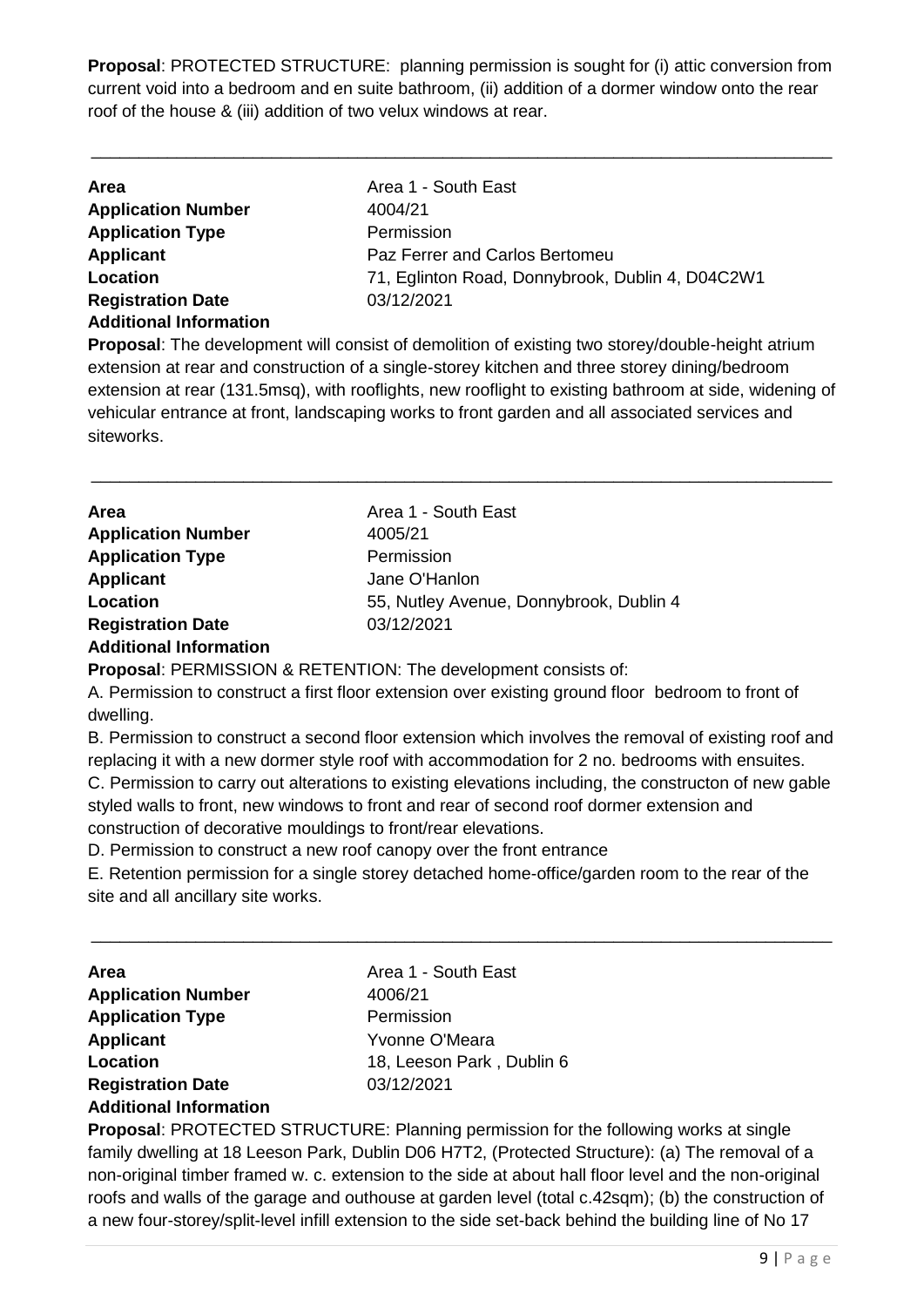**Proposal**: PROTECTED STRUCTURE: planning permission is sought for (i) attic conversion from current void into a bedroom and en suite bathroom, (ii) addition of a dormer window onto the rear roof of the house & (iii) addition of two velux windows at rear.

---

| | |
|---|---|
| **Area** | Area 1 - South East |
| **Application Number** | 4004/21 |
| **Application Type** | Permission |
| **Applicant** | Paz Ferrer and Carlos Bertomeu |
| **Location** | 71, Eglinton Road, Donnybrook, Dublin 4, D04C2W1 |
| **Registration Date** | 03/12/2021 |
| **Additional Information** | |

**Proposal**: The development will consist of demolition of existing two storey/double-height atrium extension at rear and construction of a single-storey kitchen and three storey dining/bedroom extension at rear (131.5msq), with rooflights, new rooflight to existing bathroom at side, widening of vehicular entrance at front, landscaping works to front garden and all associated services and siteworks.

---

| | |
|---|---|
| **Area** | Area 1 - South East |
| **Application Number** | 4005/21 |
| **Application Type** | Permission |
| **Applicant** | Jane O'Hanlon |
| **Location** | 55, Nutley Avenue, Donnybrook, Dublin 4 |
| **Registration Date** | 03/12/2021 |
| **Additional Information** | |

**Proposal**: PERMISSION & RETENTION: The development consists of:

A. Permission to construct a first floor extension over existing ground floor bedroom to front of dwelling.

B. Permission to construct a second floor extension which involves the removal of existing roof and replacing it with a new dormer style roof with accommodation for 2 no. bedrooms with ensuites.

C. Permission to carry out alterations to existing elevations including, the constructon of new gable styled walls to front, new windows to front and rear of second roof dormer extension and construction of decorative mouldings to front/rear elevations.

D. Permission to construct a new roof canopy over the front entrance

E. Retention permission for a single storey detached home-office/garden room to the rear of the site and all ancillary site works.

---

| | |
|---|---|
| **Area** | Area 1 - South East |
| **Application Number** | 4006/21 |
| **Application Type** | Permission |
| **Applicant** | Yvonne O'Meara |
| **Location** | 18, Leeson Park , Dublin 6 |
| **Registration Date** | 03/12/2021 |
| **Additional Information** | |

**Proposal**: PROTECTED STRUCTURE: Planning permission for the following works at single family dwelling at 18 Leeson Park, Dublin D06 H7T2, (Protected Structure): (a) The removal of a non-original timber framed w. c. extension to the side at about hall floor level and the non-original roofs and walls of the garage and outhouse at garden level (total c.42sqm); (b) the construction of a new four-storey/split-level infill extension to the side set-back behind the building line of No 17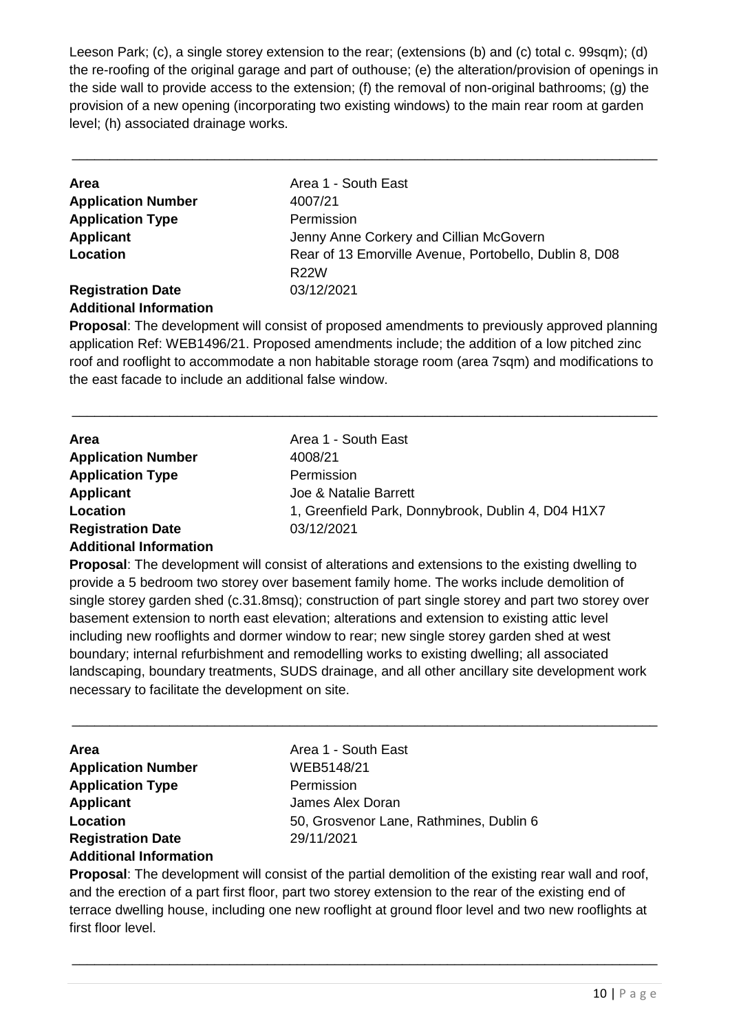Leeson Park; (c), a single storey extension to the rear; (extensions (b) and (c) total c. 99sqm); (d) the re-roofing of the original garage and part of outhouse; (e) the alteration/provision of openings in the side wall to provide access to the extension; (f) the removal of non-original bathrooms; (g) the provision of a new opening (incorporating two existing windows) to the main rear room at garden level; (h) associated drainage works.

---

| | |
|---|---|
| **Area** | Area 1 - South East |
| **Application Number** | 4007/21 |
| **Application Type** | Permission |
| **Applicant** | Jenny Anne Corkery and Cillian McGovern |
| **Location** | Rear of 13 Emorville Avenue, Portobello, Dublin 8, D08 R22W |
| **Registration Date** | 03/12/2021 |
| **Additional Information** | |

**Proposal**: The development will consist of proposed amendments to previously approved planning application Ref: WEB1496/21. Proposed amendments include; the addition of a low pitched zinc roof and rooflight to accommodate a non habitable storage room (area 7sqm) and modifications to the east facade to include an additional false window.

---

| | |
|---|---|
| **Area** | Area 1 - South East |
| **Application Number** | 4008/21 |
| **Application Type** | Permission |
| **Applicant** | Joe & Natalie Barrett |
| **Location** | 1, Greenfield Park, Donnybrook, Dublin 4, D04 H1X7 |
| **Registration Date** | 03/12/2021 |
| **Additional Information** | |

**Proposal**: The development will consist of alterations and extensions to the existing dwelling to provide a 5 bedroom two storey over basement family home. The works include demolition of single storey garden shed (c.31.8msq); construction of part single storey and part two storey over basement extension to north east elevation; alterations and extension to existing attic level including new rooflights and dormer window to rear; new single storey garden shed at west boundary; internal refurbishment and remodelling works to existing dwelling; all associated landscaping, boundary treatments, SUDS drainage, and all other ancillary site development work necessary to facilitate the development on site.

---

| | |
|---|---|
| **Area** | Area 1 - South East |
| **Application Number** | WEB5148/21 |
| **Application Type** | Permission |
| **Applicant** | James Alex Doran |
| **Location** | 50, Grosvenor Lane, Rathmines, Dublin 6 |
| **Registration Date** | 29/11/2021 |
| **Additional Information** | |

**Proposal**: The development will consist of the partial demolition of the existing rear wall and roof, and the erection of a part first floor, part two storey extension to the rear of the existing end of terrace dwelling house, including one new rooflight at ground floor level and two new rooflights at first floor level.

---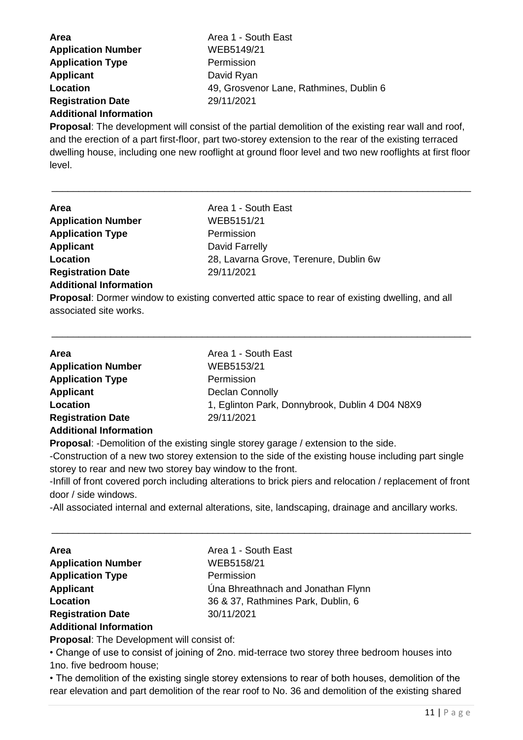**Area** Area 1 - South East
**Application Number** WEB5149/21
**Application Type** Permission
**Applicant** David Ryan
**Location** 49, Grosvenor Lane, Rathmines, Dublin 6
**Registration Date** 29/11/2021
**Additional Information**

**Proposal**: The development will consist of the partial demolition of the existing rear wall and roof, and the erection of a part first-floor, part two-storey extension to the rear of the existing terraced dwelling house, including one new rooflight at ground floor level and two new rooflights at first floor level.

---

**Area** Area 1 - South East
**Application Number** WEB5151/21
**Application Type** Permission
**Applicant** David Farrelly
**Location** 28, Lavarna Grove, Terenure, Dublin 6w
**Registration Date** 29/11/2021
**Additional Information**

**Proposal**: Dormer window to existing converted attic space to rear of existing dwelling, and all associated site works.

---

**Area** Area 1 - South East
**Application Number** WEB5153/21
**Application Type** Permission
**Applicant** Declan Connolly
**Location** 1, Eglinton Park, Donnybrook, Dublin 4 D04 N8X9
**Registration Date** 29/11/2021
**Additional Information**

**Proposal**: -Demolition of the existing single storey garage / extension to the side.

-Construction of a new two storey extension to the side of the existing house including part single storey to rear and new two storey bay window to the front.

-Infill of front covered porch including alterations to brick piers and relocation / replacement of front door / side windows.

-All associated internal and external alterations, site, landscaping, drainage and ancillary works.

---

**Area** Area 1 - South East
**Application Number** WEB5158/21
**Application Type** Permission
**Applicant** Úna Bhreathnach and Jonathan Flynn
**Location** 36 & 37, Rathmines Park, Dublin, 6
**Registration Date** 30/11/2021
**Additional Information**

**Proposal**: The Development will consist of:

• Change of use to consist of joining of 2no. mid-terrace two storey three bedroom houses into 1no. five bedroom house;

• The demolition of the existing single storey extensions to rear of both houses, demolition of the rear elevation and part demolition of the rear roof to No. 36 and demolition of the existing shared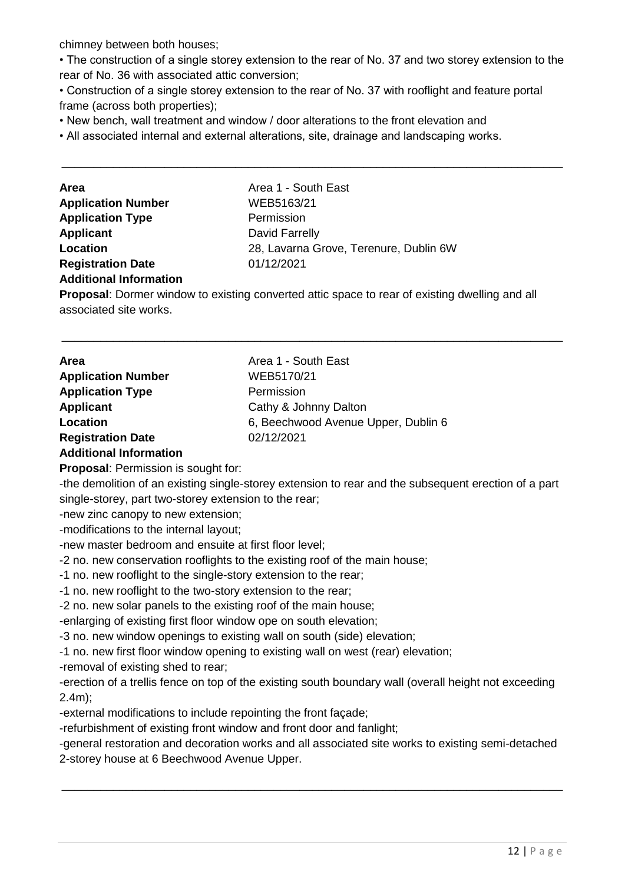chimney between both houses;

• The construction of a single storey extension to the rear of No. 37 and two storey extension to the rear of No. 36 with associated attic conversion;

• Construction of a single storey extension to the rear of No. 37 with rooflight and feature portal frame (across both properties);

• New bench, wall treatment and window / door alterations to the front elevation and

• All associated internal and external alterations, site, drainage and landscaping works.

---

**Area** Area 1 - South East
**Application Number** WEB5163/21
**Application Type** Permission
**Applicant** David Farrelly
**Location** 28, Lavarna Grove, Terenure, Dublin 6W
**Registration Date** 01/12/2021
**Additional Information**

**Proposal**: Dormer window to existing converted attic space to rear of existing dwelling and all associated site works.

---

**Area** Area 1 - South East
**Application Number** WEB5170/21
**Application Type** Permission
**Applicant** Cathy & Johnny Dalton
**Location** 6, Beechwood Avenue Upper, Dublin 6
**Registration Date** 02/12/2021
**Additional Information**

**Proposal**: Permission is sought for:

-the demolition of an existing single-storey extension to rear and the subsequent erection of a part single-storey, part two-storey extension to the rear;

-new zinc canopy to new extension;

-modifications to the internal layout;

-new master bedroom and ensuite at first floor level;

-2 no. new conservation rooflights to the existing roof of the main house;

-1 no. new rooflight to the single-story extension to the rear;

-1 no. new rooflight to the two-story extension to the rear;

-2 no. new solar panels to the existing roof of the main house;

-enlarging of existing first floor window ope on south elevation;

-3 no. new window openings to existing wall on south (side) elevation;

-1 no. new first floor window opening to existing wall on west (rear) elevation;

-removal of existing shed to rear;

-erection of a trellis fence on top of the existing south boundary wall (overall height not exceeding 2.4m);

-external modifications to include repointing the front façade;

-refurbishment of existing front window and front door and fanlight;

-general restoration and decoration works and all associated site works to existing semi-detached 2-storey house at 6 Beechwood Avenue Upper.

---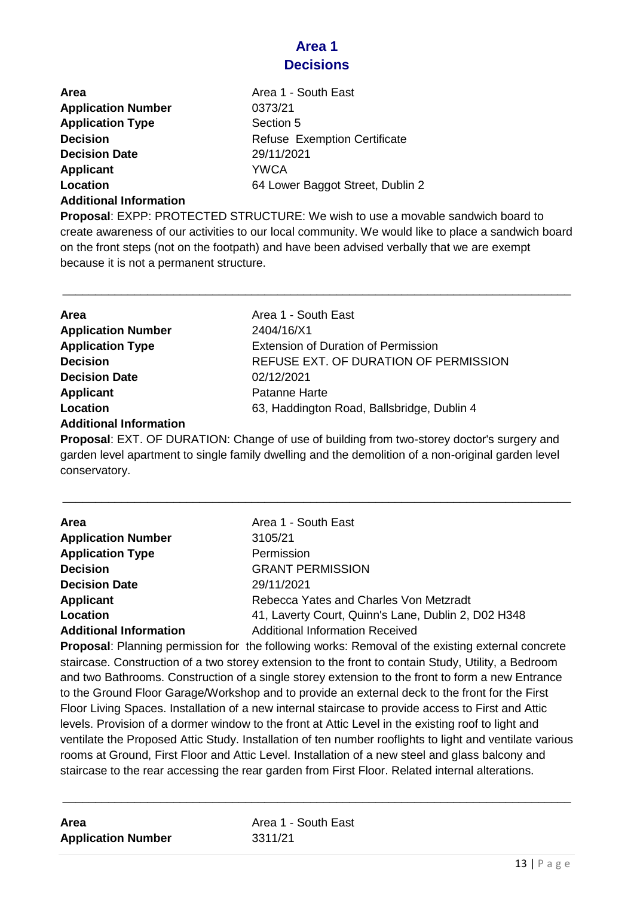## Area 1
## Decisions

| | |
|---|---|
| **Area** | Area 1 - South East |
| **Application Number** | 0373/21 |
| **Application Type** | Section 5 |
| **Decision** | Refuse Exemption Certificate |
| **Decision Date** | 29/11/2021 |
| **Applicant** | YWCA |
| **Location** | 64 Lower Baggot Street, Dublin 2 |
| **Additional Information** | |

**Proposal**: EXPP: PROTECTED STRUCTURE: We wish to use a movable sandwich board to create awareness of our activities to our local community. We would like to place a sandwich board on the front steps (not on the footpath) and have been advised verbally that we are exempt because it is not a permanent structure.

---

| | |
|---|---|
| **Area** | Area 1 - South East |
| **Application Number** | 2404/16/X1 |
| **Application Type** | Extension of Duration of Permission |
| **Decision** | REFUSE EXT. OF DURATION OF PERMISSION |
| **Decision Date** | 02/12/2021 |
| **Applicant** | Patanne Harte |
| **Location** | 63, Haddington Road, Ballsbridge, Dublin 4 |
| **Additional Information** | |

**Proposal**: EXT. OF DURATION: Change of use of building from two-storey doctor's surgery and garden level apartment to single family dwelling and the demolition of a non-original garden level conservatory.

---

| | |
|---|---|
| **Area** | Area 1 - South East |
| **Application Number** | 3105/21 |
| **Application Type** | Permission |
| **Decision** | GRANT PERMISSION |
| **Decision Date** | 29/11/2021 |
| **Applicant** | Rebecca Yates and Charles Von Metzradt |
| **Location** | 41, Laverty Court, Quinn's Lane, Dublin 2, D02 H348 |
| **Additional Information** | Additional Information Received |

**Proposal**: Planning permission for the following works: Removal of the existing external concrete staircase. Construction of a two storey extension to the front to contain Study, Utility, a Bedroom and two Bathrooms. Construction of a single storey extension to the front to form a new Entrance to the Ground Floor Garage/Workshop and to provide an external deck to the front for the First Floor Living Spaces. Installation of a new internal staircase to provide access to First and Attic levels. Provision of a dormer window to the front at Attic Level in the existing roof to light and ventilate the Proposed Attic Study. Installation of ten number rooflights to light and ventilate various rooms at Ground, First Floor and Attic Level. Installation of a new steel and glass balcony and staircase to the rear accessing the rear garden from First Floor. Related internal alterations.

---

| | |
|---|---|
| **Area** | Area 1 - South East |
| **Application Number** | 3311/21 |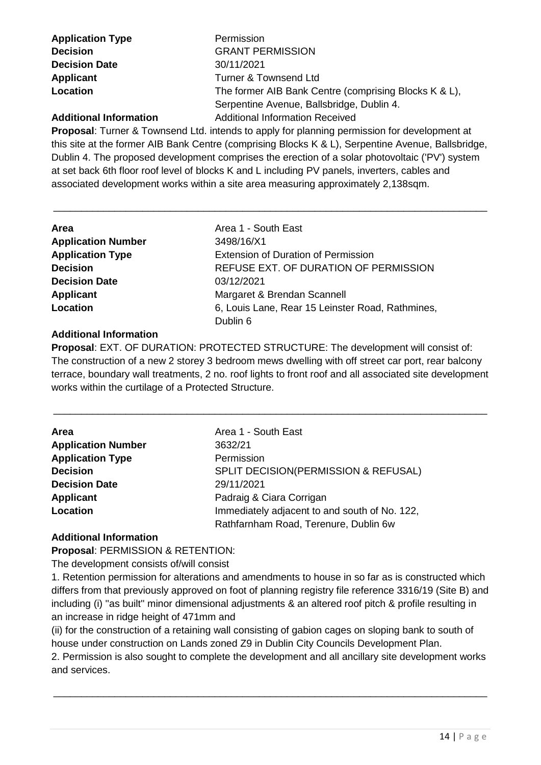**Application Type** Permission
**Decision** GRANT PERMISSION
**Decision Date** 30/11/2021
**Applicant** Turner & Townsend Ltd
**Location** The former AIB Bank Centre (comprising Blocks K & L), Serpentine Avenue, Ballsbridge, Dublin 4.
**Additional Information** Additional Information Received

**Proposal**: Turner & Townsend Ltd. intends to apply for planning permission for development at this site at the former AIB Bank Centre (comprising Blocks K & L), Serpentine Avenue, Ballsbridge, Dublin 4. The proposed development comprises the erection of a solar photovoltaic ('PV') system at set back 6th floor roof level of blocks K and L including PV panels, inverters, cables and associated development works within a site area measuring approximately 2,138sqm.

---

**Area** Area 1 - South East
**Application Number** 3498/16/X1
**Application Type** Extension of Duration of Permission
**Decision** REFUSE EXT. OF DURATION OF PERMISSION
**Decision Date** 03/12/2021
**Applicant** Margaret & Brendan Scannell
**Location** 6, Louis Lane, Rear 15 Leinster Road, Rathmines, Dublin 6
**Additional Information**

**Proposal**: EXT. OF DURATION: PROTECTED STRUCTURE: The development will consist of: The construction of a new 2 storey 3 bedroom mews dwelling with off street car port, rear balcony terrace, boundary wall treatments, 2 no. roof lights to front roof and all associated site development works within the curtilage of a Protected Structure.

---

**Area** Area 1 - South East
**Application Number** 3632/21
**Application Type** Permission
**Decision** SPLIT DECISION(PERMISSION & REFUSAL)
**Decision Date** 29/11/2021
**Applicant** Padraig & Ciara Corrigan
**Location** Immediately adjacent to and south of No. 122, Rathfarnham Road, Terenure, Dublin 6w
**Additional Information**

**Proposal**: PERMISSION & RETENTION:
The development consists of/will consist
1. Retention permission for alterations and amendments to house in so far as is constructed which differs from that previously approved on foot of planning registry file reference 3316/19 (Site B) and including (i) "as built" minor dimensional adjustments & an altered roof pitch & profile resulting in an increase in ridge height of 471mm and
(ii) for the construction of a retaining wall consisting of gabion cages on sloping bank to south of house under construction on Lands zoned Z9 in Dublin City Councils Development Plan.
2. Permission is also sought to complete the development and all ancillary site development works and services.

---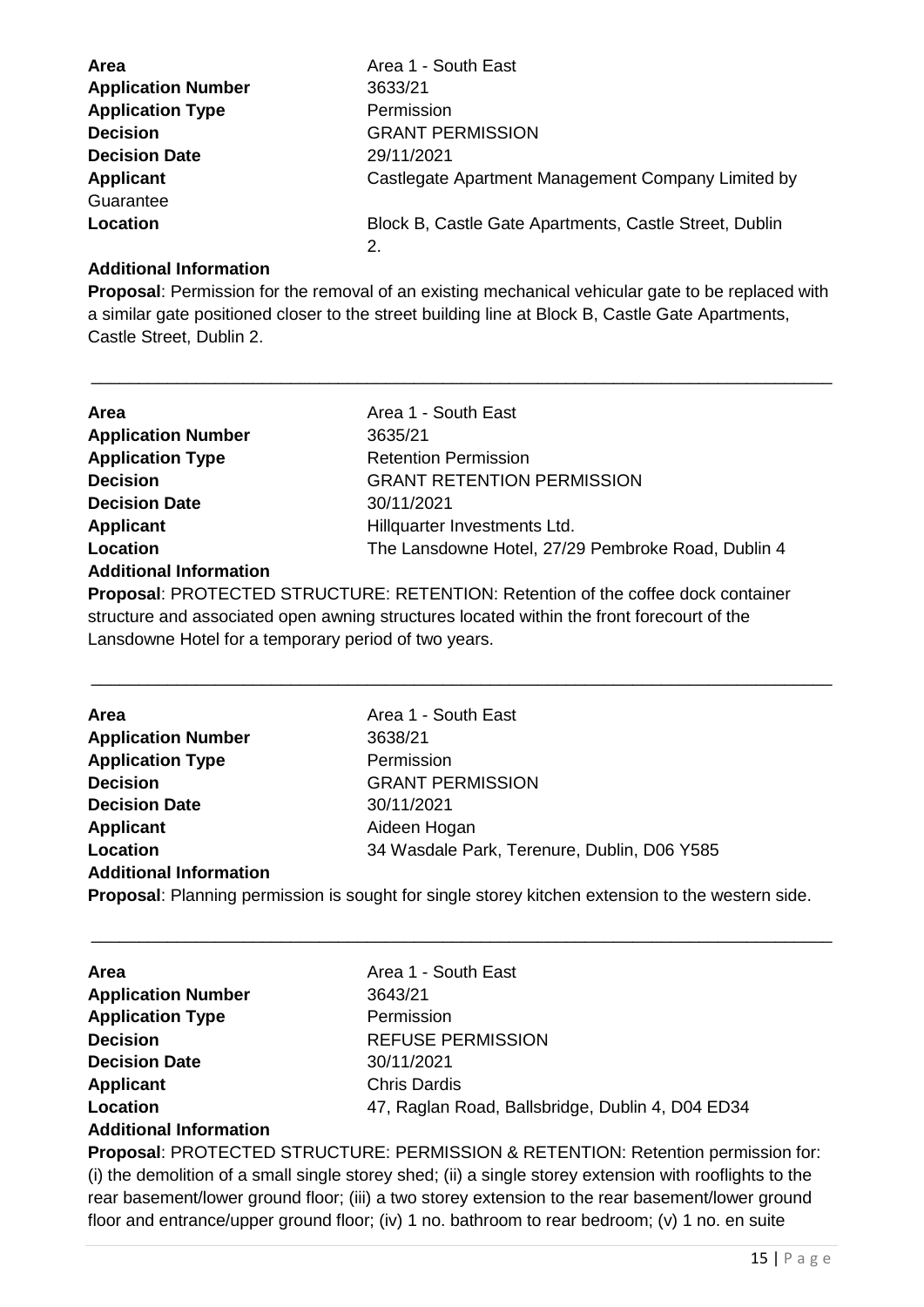**Area** Area 1 - South East
**Application Number** 3633/21
**Application Type** Permission
**Decision** GRANT PERMISSION
**Decision Date** 29/11/2021
**Applicant** Castlegate Apartment Management Company Limited by Guarantee
**Location** Block B, Castle Gate Apartments, Castle Street, Dublin 2.
**Additional Information**
**Proposal**: Permission for the removal of an existing mechanical vehicular gate to be replaced with a similar gate positioned closer to the street building line at Block B, Castle Gate Apartments, Castle Street, Dublin 2.

---

**Area** Area 1 - South East
**Application Number** 3635/21
**Application Type** Retention Permission
**Decision** GRANT RETENTION PERMISSION
**Decision Date** 30/11/2021
**Applicant** Hillquarter Investments Ltd.
**Location** The Lansdowne Hotel, 27/29 Pembroke Road, Dublin 4
**Additional Information**
**Proposal**: PROTECTED STRUCTURE: RETENTION: Retention of the coffee dock container structure and associated open awning structures located within the front forecourt of the Lansdowne Hotel for a temporary period of two years.

---

**Area** Area 1 - South East
**Application Number** 3638/21
**Application Type** Permission
**Decision** GRANT PERMISSION
**Decision Date** 30/11/2021
**Applicant** Aideen Hogan
**Location** 34 Wasdale Park, Terenure, Dublin, D06 Y585
**Additional Information**
**Proposal**: Planning permission is sought for single storey kitchen extension to the western side.

---

**Area** Area 1 - South East
**Application Number** 3643/21
**Application Type** Permission
**Decision** REFUSE PERMISSION
**Decision Date** 30/11/2021
**Applicant** Chris Dardis
**Location** 47, Raglan Road, Ballsbridge, Dublin 4, D04 ED34
**Additional Information**
**Proposal**: PROTECTED STRUCTURE: PERMISSION & RETENTION: Retention permission for: (i) the demolition of a small single storey shed; (ii) a single storey extension with rooflights to the rear basement/lower ground floor; (iii) a two storey extension to the rear basement/lower ground floor and entrance/upper ground floor; (iv) 1 no. bathroom to rear bedroom; (v) 1 no. en suite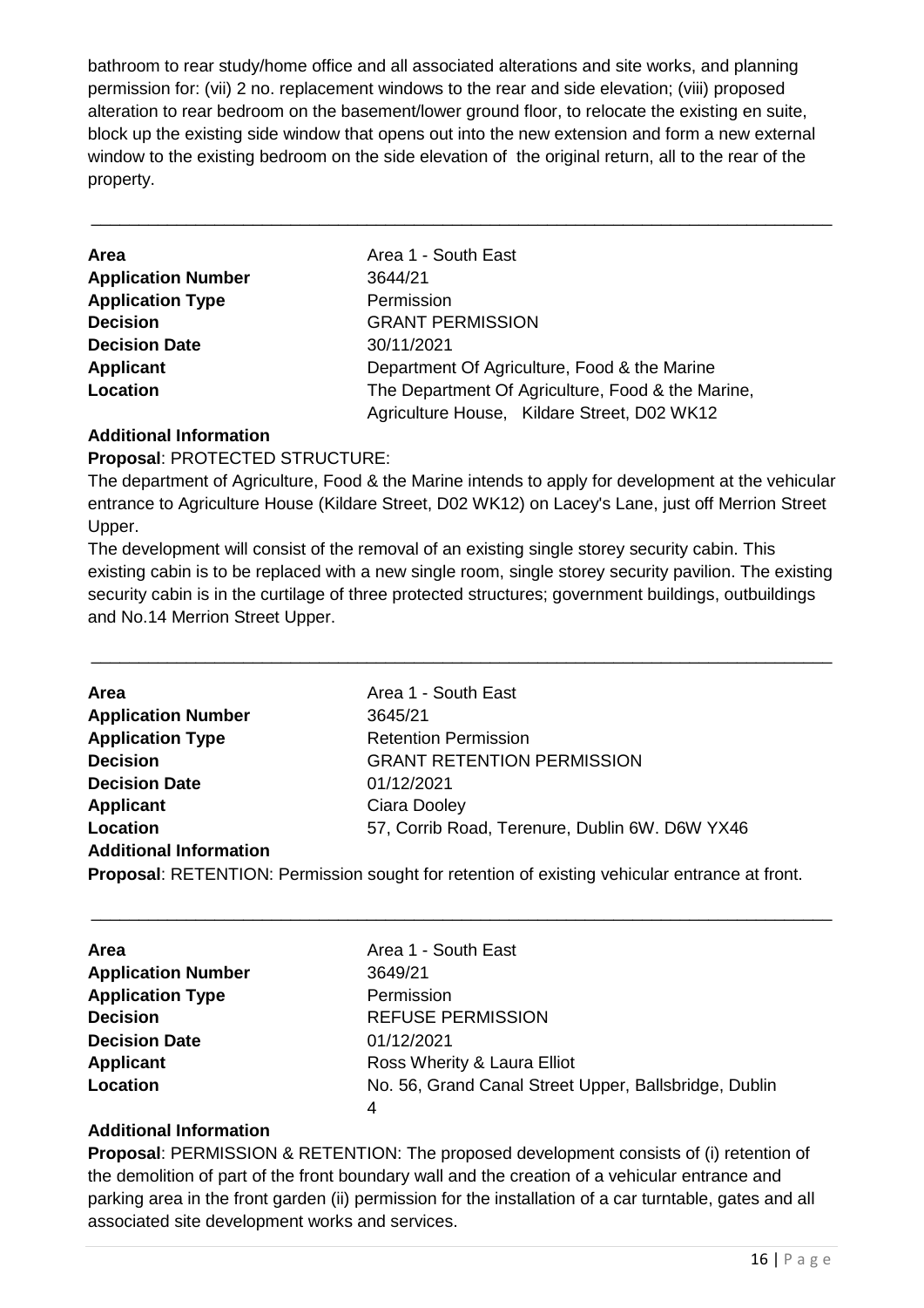bathroom to rear study/home office and all associated alterations and site works, and planning permission for: (vii) 2 no. replacement windows to the rear and side elevation; (viii) proposed alteration to rear bedroom on the basement/lower ground floor, to relocate the existing en suite, block up the existing side window that opens out into the new extension and form a new external window to the existing bedroom on the side elevation of the original return, all to the rear of the property.

---

| | |
|---|---|
| **Area** | Area 1 - South East |
| **Application Number** | 3644/21 |
| **Application Type** | Permission |
| **Decision** | GRANT PERMISSION |
| **Decision Date** | 30/11/2021 |
| **Applicant** | Department Of Agriculture, Food & the Marine |
| **Location** | The Department Of Agriculture, Food & the Marine, Agriculture House, Kildare Street, D02 WK12 |

**Additional Information**

**Proposal**: PROTECTED STRUCTURE:

The department of Agriculture, Food & the Marine intends to apply for development at the vehicular entrance to Agriculture House (Kildare Street, D02 WK12) on Lacey's Lane, just off Merrion Street Upper.

The development will consist of the removal of an existing single storey security cabin. This existing cabin is to be replaced with a new single room, single storey security pavilion. The existing security cabin is in the curtilage of three protected structures; government buildings, outbuildings and No.14 Merrion Street Upper.

---

| | |
|---|---|
| **Area** | Area 1 - South East |
| **Application Number** | 3645/21 |
| **Application Type** | Retention Permission |
| **Decision** | GRANT RETENTION PERMISSION |
| **Decision Date** | 01/12/2021 |
| **Applicant** | Ciara Dooley |
| **Location** | 57, Corrib Road, Terenure, Dublin 6W. D6W YX46 |

**Additional Information**

**Proposal**: RETENTION: Permission sought for retention of existing vehicular entrance at front.

---

| | |
|---|---|
| **Area** | Area 1 - South East |
| **Application Number** | 3649/21 |
| **Application Type** | Permission |
| **Decision** | REFUSE PERMISSION |
| **Decision Date** | 01/12/2021 |
| **Applicant** | Ross Wherity & Laura Elliot |
| **Location** | No. 56, Grand Canal Street Upper, Ballsbridge, Dublin 4 |

**Additional Information**

**Proposal**: PERMISSION & RETENTION: The proposed development consists of (i) retention of the demolition of part of the front boundary wall and the creation of a vehicular entrance and parking area in the front garden (ii) permission for the installation of a car turntable, gates and all associated site development works and services.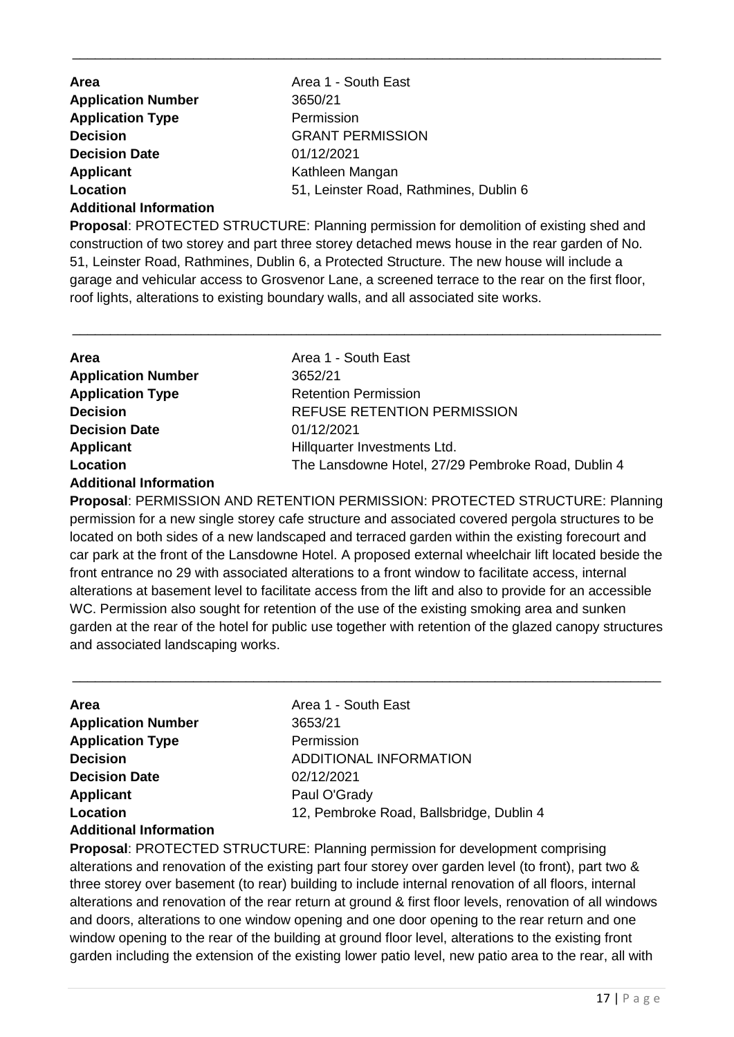---

| | |
|---|---|
| **Area** | Area 1 - South East |
| **Application Number** | 3650/21 |
| **Application Type** | Permission |
| **Decision** | GRANT PERMISSION |
| **Decision Date** | 01/12/2021 |
| **Applicant** | Kathleen Mangan |
| **Location** | 51, Leinster Road, Rathmines, Dublin 6 |

**Additional Information**

**Proposal**: PROTECTED STRUCTURE: Planning permission for demolition of existing shed and construction of two storey and part three storey detached mews house in the rear garden of No. 51, Leinster Road, Rathmines, Dublin 6, a Protected Structure. The new house will include a garage and vehicular access to Grosvenor Lane, a screened terrace to the rear on the first floor, roof lights, alterations to existing boundary walls, and all associated site works.

---

| | |
|---|---|
| **Area** | Area 1 - South East |
| **Application Number** | 3652/21 |
| **Application Type** | Retention Permission |
| **Decision** | REFUSE RETENTION PERMISSION |
| **Decision Date** | 01/12/2021 |
| **Applicant** | Hillquarter Investments Ltd. |
| **Location** | The Lansdowne Hotel, 27/29 Pembroke Road, Dublin 4 |

**Additional Information**

**Proposal**: PERMISSION AND RETENTION PERMISSION: PROTECTED STRUCTURE: Planning permission for a new single storey cafe structure and associated covered pergola structures to be located on both sides of a new landscaped and terraced garden within the existing forecourt and car park at the front of the Lansdowne Hotel. A proposed external wheelchair lift located beside the front entrance no 29 with associated alterations to a front window to facilitate access, internal alterations at basement level to facilitate access from the lift and also to provide for an accessible WC. Permission also sought for retention of the use of the existing smoking area and sunken garden at the rear of the hotel for public use together with retention of the glazed canopy structures and associated landscaping works.

---

| | |
|---|---|
| **Area** | Area 1 - South East |
| **Application Number** | 3653/21 |
| **Application Type** | Permission |
| **Decision** | ADDITIONAL INFORMATION |
| **Decision Date** | 02/12/2021 |
| **Applicant** | Paul O'Grady |
| **Location** | 12, Pembroke Road, Ballsbridge, Dublin 4 |

**Additional Information**

**Proposal**: PROTECTED STRUCTURE: Planning permission for development comprising alterations and renovation of the existing part four storey over garden level (to front), part two & three storey over basement (to rear) building to include internal renovation of all floors, internal alterations and renovation of the rear return at ground & first floor levels, renovation of all windows and doors, alterations to one window opening and one door opening to the rear return and one window opening to the rear of the building at ground floor level, alterations to the existing front garden including the extension of the existing lower patio level, new patio area to the rear, all with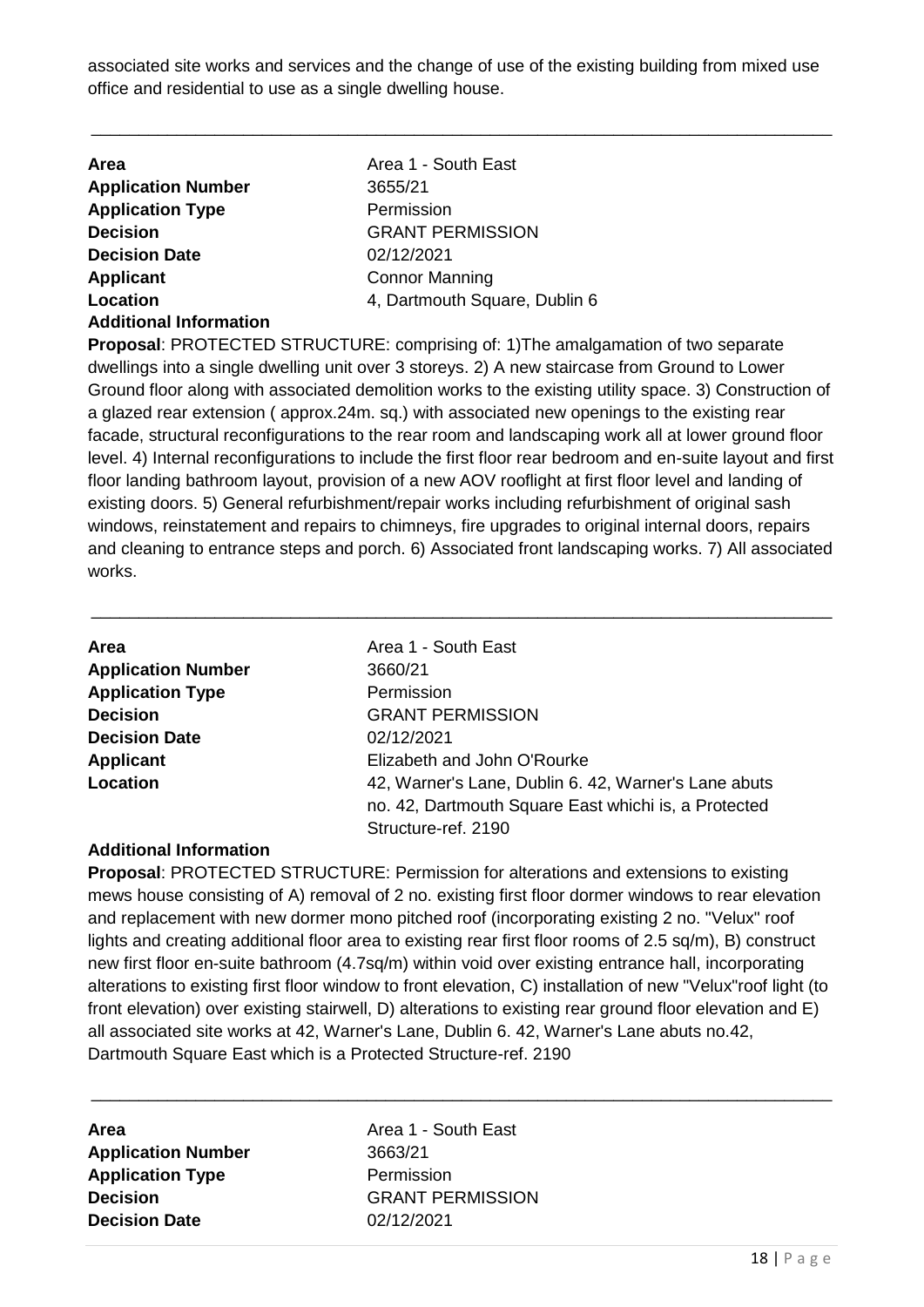associated site works and services and the change of use of the existing building from mixed use office and residential to use as a single dwelling house.

---

**Area** Area 1 - South East
**Application Number** 3655/21
**Application Type** Permission
**Decision** GRANT PERMISSION
**Decision Date** 02/12/2021
**Applicant** Connor Manning
**Location** 4, Dartmouth Square, Dublin 6
**Additional Information**

**Proposal**: PROTECTED STRUCTURE: comprising of: 1)The amalgamation of two separate dwellings into a single dwelling unit over 3 storeys. 2) A new staircase from Ground to Lower Ground floor along with associated demolition works to the existing utility space. 3) Construction of a glazed rear extension ( approx.24m. sq.) with associated new openings to the existing rear facade, structural reconfigurations to the rear room and landscaping work all at lower ground floor level. 4) Internal reconfigurations to include the first floor rear bedroom and en-suite layout and first floor landing bathroom layout, provision of a new AOV rooflight at first floor level and landing of existing doors. 5) General refurbishment/repair works including refurbishment of original sash windows, reinstatement and repairs to chimneys, fire upgrades to original internal doors, repairs and cleaning to entrance steps and porch. 6) Associated front landscaping works. 7) All associated works.

---

**Area** Area 1 - South East
**Application Number** 3660/21
**Application Type** Permission
**Decision** GRANT PERMISSION
**Decision Date** 02/12/2021
**Applicant** Elizabeth and John O'Rourke
**Location** 42, Warner's Lane, Dublin 6. 42, Warner's Lane abuts no. 42, Dartmouth Square East whichi is, a Protected Structure-ref. 2190

**Additional Information**

**Proposal**: PROTECTED STRUCTURE: Permission for alterations and extensions to existing mews house consisting of A) removal of 2 no. existing first floor dormer windows to rear elevation and replacement with new dormer mono pitched roof (incorporating existing 2 no. "Velux" roof lights and creating additional floor area to existing rear first floor rooms of 2.5 sq/m), B) construct new first floor en-suite bathroom (4.7sq/m) within void over existing entrance hall, incorporating alterations to existing first floor window to front elevation, C) installation of new "Velux"roof light (to front elevation) over existing stairwell, D) alterations to existing rear ground floor elevation and E) all associated site works at 42, Warner's Lane, Dublin 6. 42, Warner's Lane abuts no.42, Dartmouth Square East which is a Protected Structure-ref. 2190

---

**Area** Area 1 - South East
**Application Number** 3663/21
**Application Type** Permission
**Decision** GRANT PERMISSION
**Decision Date** 02/12/2021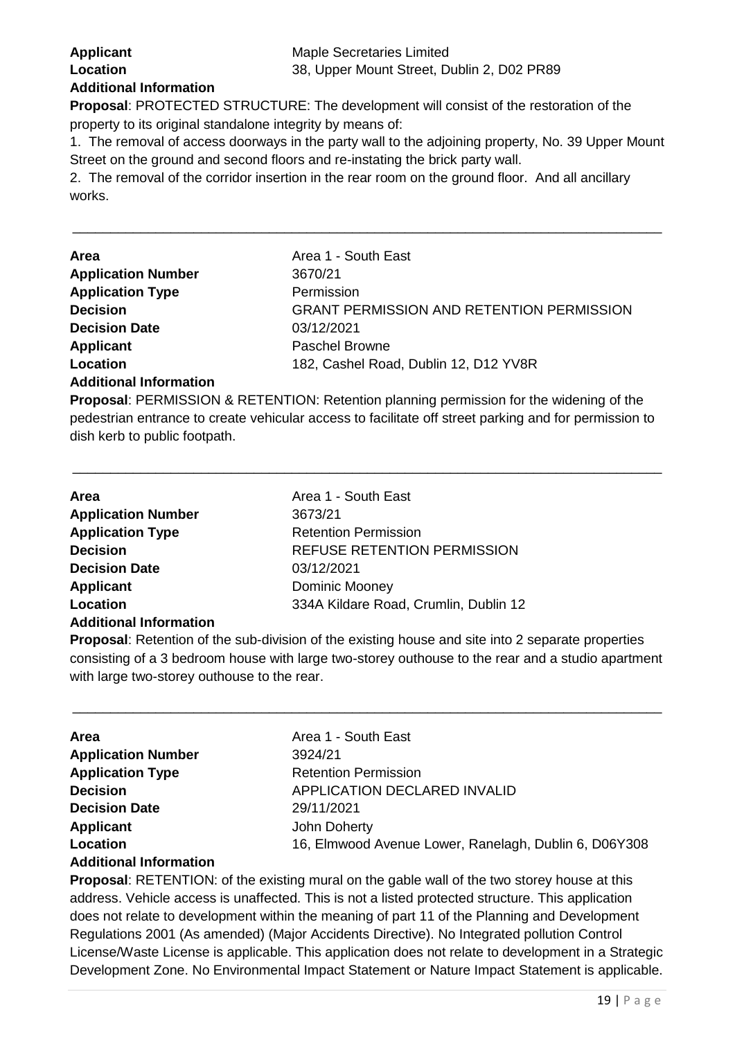**Applicant** Maple Secretaries Limited
**Location** 38, Upper Mount Street, Dublin 2, D02 PR89
**Additional Information**

**Proposal**: PROTECTED STRUCTURE: The development will consist of the restoration of the property to its original standalone integrity by means of:

1. The removal of access doorways in the party wall to the adjoining property, No. 39 Upper Mount Street on the ground and second floors and re-instating the brick party wall.
2. The removal of the corridor insertion in the rear room on the ground floor. And all ancillary works.

---

**Area** Area 1 - South East
**Application Number** 3670/21
**Application Type** Permission
**Decision** GRANT PERMISSION AND RETENTION PERMISSION
**Decision Date** 03/12/2021
**Applicant** Paschel Browne
**Location** 182, Cashel Road, Dublin 12, D12 YV8R
**Additional Information**

**Proposal**: PERMISSION & RETENTION: Retention planning permission for the widening of the pedestrian entrance to create vehicular access to facilitate off street parking and for permission to dish kerb to public footpath.

---

**Area** Area 1 - South East
**Application Number** 3673/21
**Application Type** Retention Permission
**Decision** REFUSE RETENTION PERMISSION
**Decision Date** 03/12/2021
**Applicant** Dominic Mooney
**Location** 334A Kildare Road, Crumlin, Dublin 12
**Additional Information**

**Proposal**: Retention of the sub-division of the existing house and site into 2 separate properties consisting of a 3 bedroom house with large two-storey outhouse to the rear and a studio apartment with large two-storey outhouse to the rear.

---

**Area** Area 1 - South East
**Application Number** 3924/21
**Application Type** Retention Permission
**Decision** APPLICATION DECLARED INVALID
**Decision Date** 29/11/2021
**Applicant** John Doherty
**Location** 16, Elmwood Avenue Lower, Ranelagh, Dublin 6, D06Y308
**Additional Information**

**Proposal**: RETENTION: of the existing mural on the gable wall of the two storey house at this address. Vehicle access is unaffected. This is not a listed protected structure. This application does not relate to development within the meaning of part 11 of the Planning and Development Regulations 2001 (As amended) (Major Accidents Directive). No Integrated pollution Control License/Waste License is applicable. This application does not relate to development in a Strategic Development Zone. No Environmental Impact Statement or Nature Impact Statement is applicable.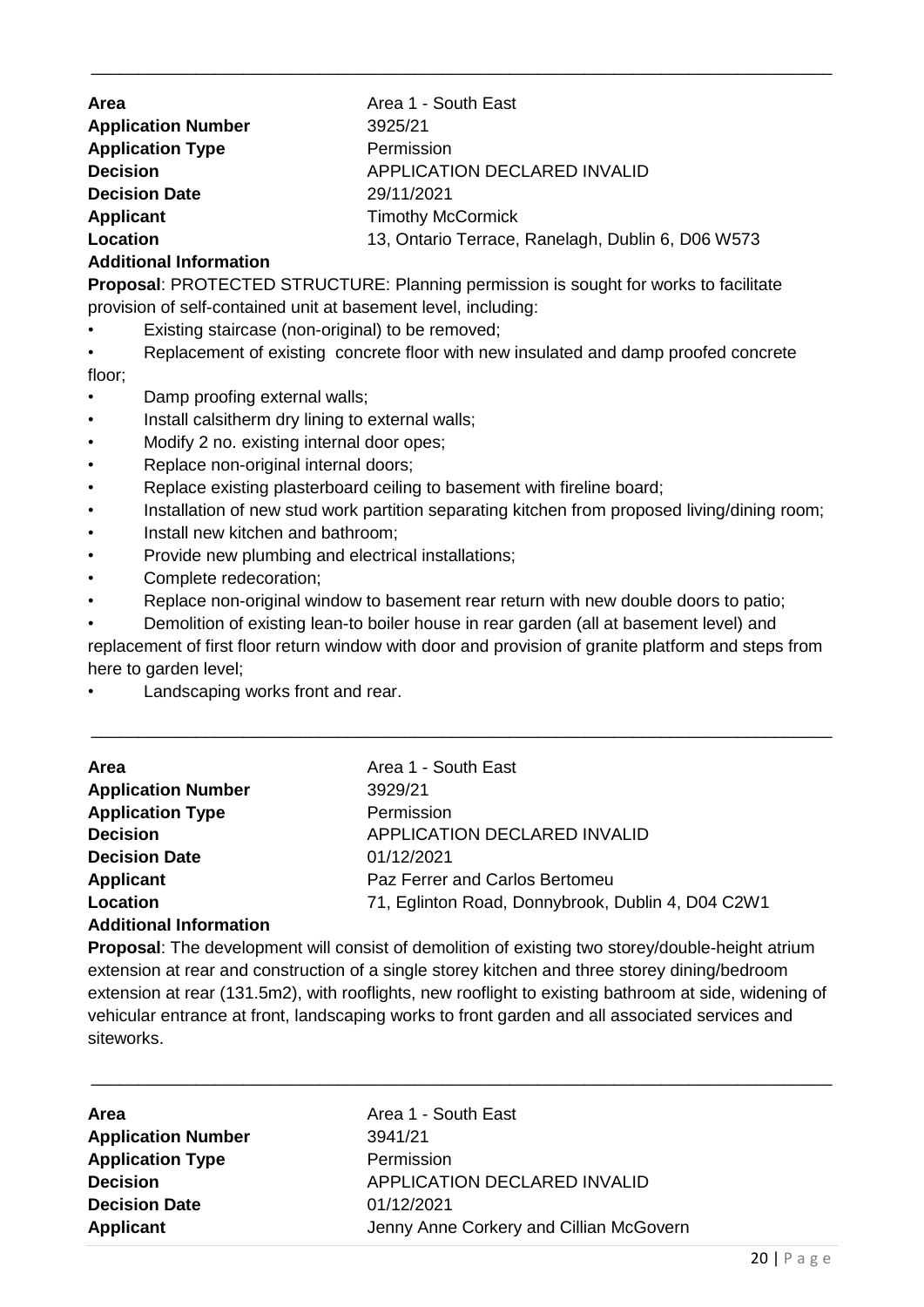---

**Area** Area 1 - South East
**Application Number** 3925/21
**Application Type** Permission
**Decision** APPLICATION DECLARED INVALID
**Decision Date** 29/11/2021
**Applicant** Timothy McCormick
**Location** 13, Ontario Terrace, Ranelagh, Dublin 6, D06 W573
**Additional Information**

**Proposal**: PROTECTED STRUCTURE: Planning permission is sought for works to facilitate provision of self-contained unit at basement level, including:

- Existing staircase (non-original) to be removed;
- Replacement of existing concrete floor with new insulated and damp proofed concrete floor;
- Damp proofing external walls;
- Install calsitherm dry lining to external walls;
- Modify 2 no. existing internal door opes;
- Replace non-original internal doors;
- Replace existing plasterboard ceiling to basement with fireline board;
- Installation of new stud work partition separating kitchen from proposed living/dining room;
- Install new kitchen and bathroom;
- Provide new plumbing and electrical installations;
- Complete redecoration;
- Replace non-original window to basement rear return with new double doors to patio;
- Demolition of existing lean-to boiler house in rear garden (all at basement level) and replacement of first floor return window with door and provision of granite platform and steps from here to garden level;
- Landscaping works front and rear.

---

**Area** Area 1 - South East
**Application Number** 3929/21
**Application Type** Permission
**Decision** APPLICATION DECLARED INVALID
**Decision Date** 01/12/2021
**Applicant** Paz Ferrer and Carlos Bertomeu
**Location** 71, Eglinton Road, Donnybrook, Dublin 4, D04 C2W1
**Additional Information**

**Proposal**: The development will consist of demolition of existing two storey/double-height atrium extension at rear and construction of a single storey kitchen and three storey dining/bedroom extension at rear (131.5m2), with rooflights, new rooflight to existing bathroom at side, widening of vehicular entrance at front, landscaping works to front garden and all associated services and siteworks.

---

**Area** Area 1 - South East
**Application Number** 3941/21
**Application Type** Permission
**Decision** APPLICATION DECLARED INVALID
**Decision Date** 01/12/2021
**Applicant** Jenny Anne Corkery and Cillian McGovern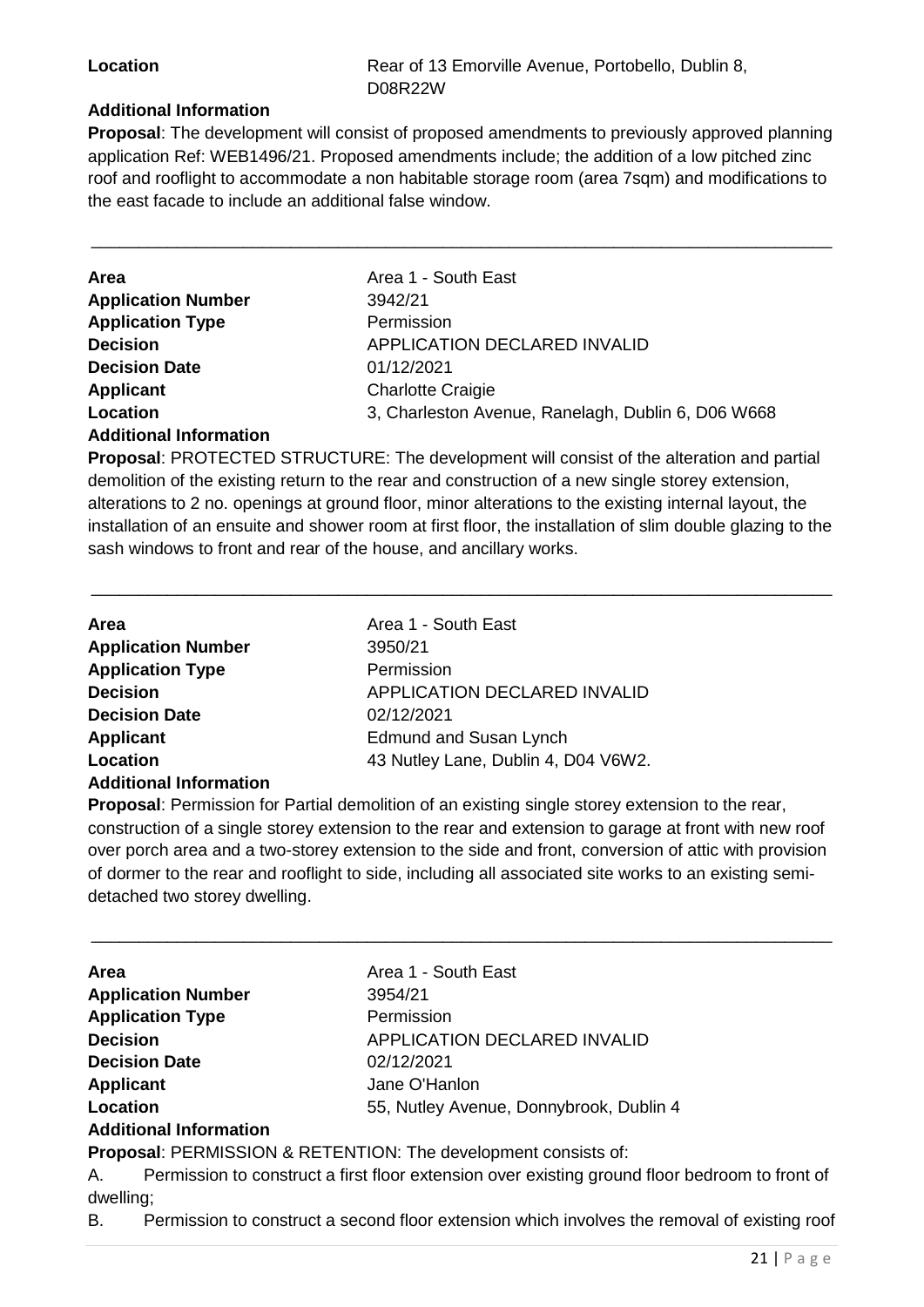**Location** Rear of 13 Emorville Avenue, Portobello, Dublin 8, D08R22W

**Additional Information**

**Proposal**: The development will consist of proposed amendments to previously approved planning application Ref: WEB1496/21. Proposed amendments include; the addition of a low pitched zinc roof and rooflight to accommodate a non habitable storage room (area 7sqm) and modifications to the east facade to include an additional false window.

---

| | |
|---|---|
| **Area** | Area 1 - South East |
| **Application Number** | 3942/21 |
| **Application Type** | Permission |
| **Decision** | APPLICATION DECLARED INVALID |
| **Decision Date** | 01/12/2021 |
| **Applicant** | Charlotte Craigie |
| **Location** | 3, Charleston Avenue, Ranelagh, Dublin 6, D06 W668 |

**Additional Information**

**Proposal**: PROTECTED STRUCTURE: The development will consist of the alteration and partial demolition of the existing return to the rear and construction of a new single storey extension, alterations to 2 no. openings at ground floor, minor alterations to the existing internal layout, the installation of an ensuite and shower room at first floor, the installation of slim double glazing to the sash windows to front and rear of the house, and ancillary works.

---

| | |
|---|---|
| **Area** | Area 1 - South East |
| **Application Number** | 3950/21 |
| **Application Type** | Permission |
| **Decision** | APPLICATION DECLARED INVALID |
| **Decision Date** | 02/12/2021 |
| **Applicant** | Edmund and Susan Lynch |
| **Location** | 43 Nutley Lane, Dublin 4, D04 V6W2. |

**Additional Information**

**Proposal**: Permission for Partial demolition of an existing single storey extension to the rear, construction of a single storey extension to the rear and extension to garage at front with new roof over porch area and a two-storey extension to the side and front, conversion of attic with provision of dormer to the rear and rooflight to side, including all associated site works to an existing semi-detached two storey dwelling.

---

| | |
|---|---|
| **Area** | Area 1 - South East |
| **Application Number** | 3954/21 |
| **Application Type** | Permission |
| **Decision** | APPLICATION DECLARED INVALID |
| **Decision Date** | 02/12/2021 |
| **Applicant** | Jane O'Hanlon |
| **Location** | 55, Nutley Avenue, Donnybrook, Dublin 4 |

**Additional Information**

**Proposal**: PERMISSION & RETENTION: The development consists of:

A. Permission to construct a first floor extension over existing ground floor bedroom to front of dwelling;

B. Permission to construct a second floor extension which involves the removal of existing roof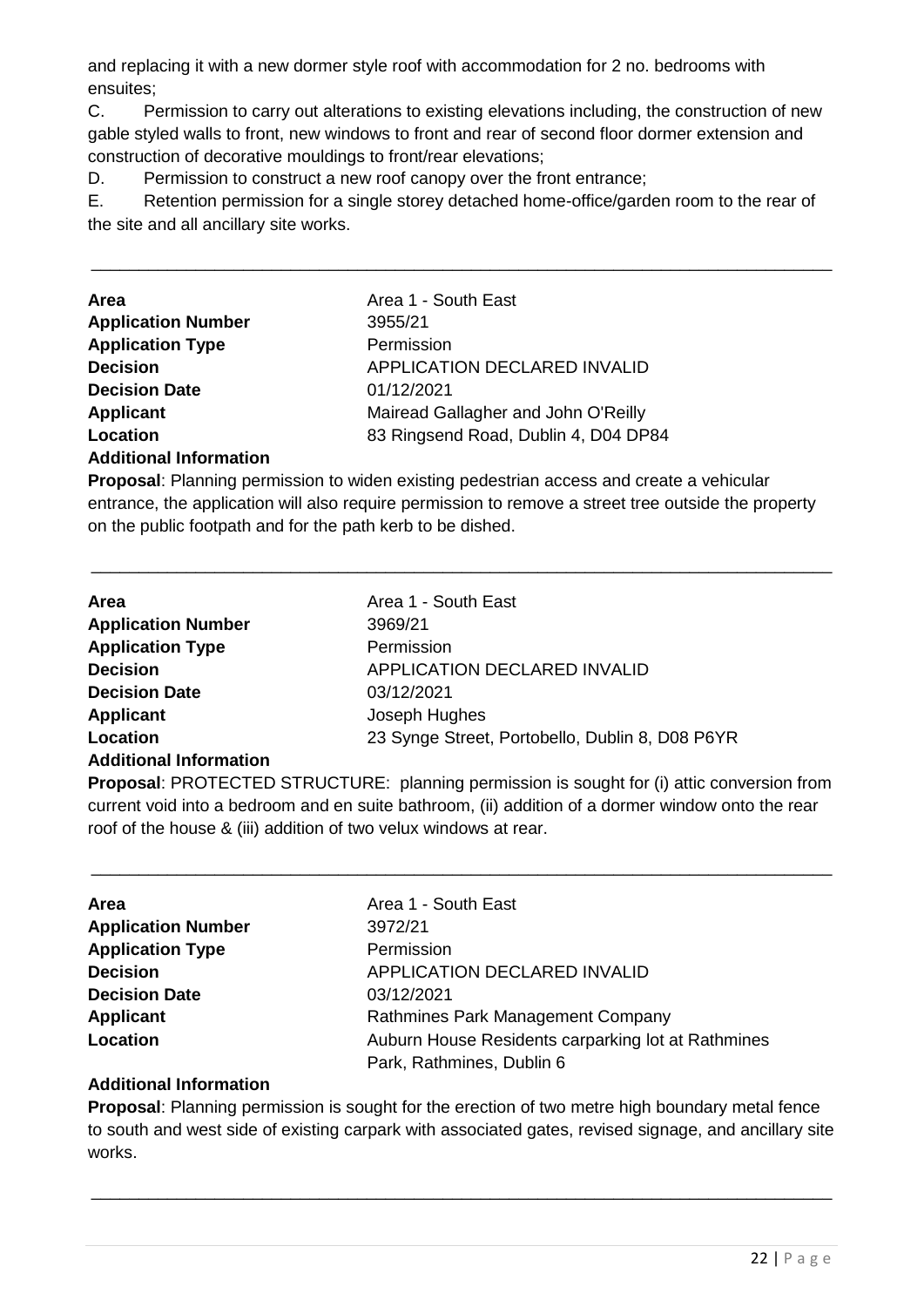and replacing it with a new dormer style roof with accommodation for 2 no. bedrooms with ensuites;

C. Permission to carry out alterations to existing elevations including, the construction of new gable styled walls to front, new windows to front and rear of second floor dormer extension and construction of decorative mouldings to front/rear elevations;

D. Permission to construct a new roof canopy over the front entrance;

E. Retention permission for a single storey detached home-office/garden room to the rear of the site and all ancillary site works.

---

| | |
|---|---|
| **Area** | Area 1 - South East |
| **Application Number** | 3955/21 |
| **Application Type** | Permission |
| **Decision** | APPLICATION DECLARED INVALID |
| **Decision Date** | 01/12/2021 |
| **Applicant** | Mairead Gallagher and John O'Reilly |
| **Location** | 83 Ringsend Road, Dublin 4, D04 DP84 |

**Additional Information**

**Proposal**: Planning permission to widen existing pedestrian access and create a vehicular entrance, the application will also require permission to remove a street tree outside the property on the public footpath and for the path kerb to be dished.

---

| | |
|---|---|
| **Area** | Area 1 - South East |
| **Application Number** | 3969/21 |
| **Application Type** | Permission |
| **Decision** | APPLICATION DECLARED INVALID |
| **Decision Date** | 03/12/2021 |
| **Applicant** | Joseph Hughes |
| **Location** | 23 Synge Street, Portobello, Dublin 8, D08 P6YR |

**Additional Information**

**Proposal**: PROTECTED STRUCTURE: planning permission is sought for (i) attic conversion from current void into a bedroom and en suite bathroom, (ii) addition of a dormer window onto the rear roof of the house & (iii) addition of two velux windows at rear.

---

| | |
|---|---|
| **Area** | Area 1 - South East |
| **Application Number** | 3972/21 |
| **Application Type** | Permission |
| **Decision** | APPLICATION DECLARED INVALID |
| **Decision Date** | 03/12/2021 |
| **Applicant** | Rathmines Park Management Company |
| **Location** | Auburn House Residents carparking lot at Rathmines Park, Rathmines, Dublin 6 |

**Additional Information**

**Proposal**: Planning permission is sought for the erection of two metre high boundary metal fence to south and west side of existing carpark with associated gates, revised signage, and ancillary site works.

---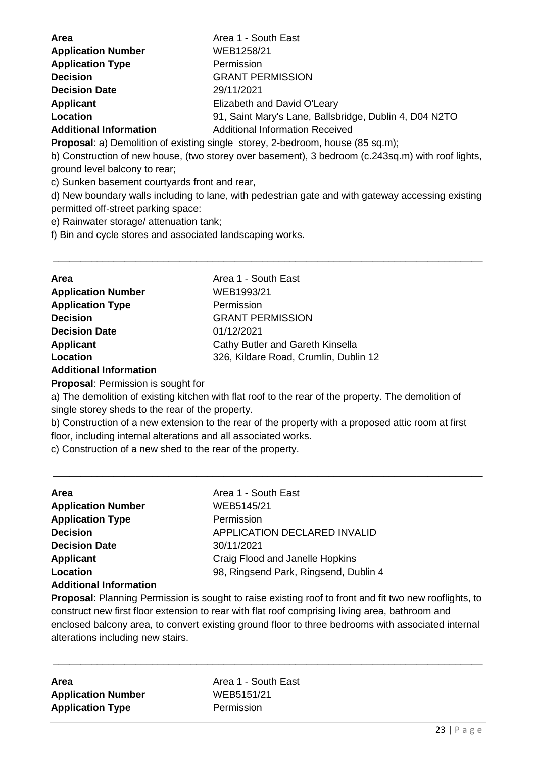**Area** Area 1 - South East
**Application Number** WEB1258/21
**Application Type** Permission
**Decision** GRANT PERMISSION
**Decision Date** 29/11/2021
**Applicant** Elizabeth and David O'Leary
**Location** 91, Saint Mary's Lane, Ballsbridge, Dublin 4, D04 N2TO
**Additional Information** Additional Information Received

**Proposal**: a) Demolition of existing single storey, 2-bedroom, house (85 sq.m);
b) Construction of new house, (two storey over basement), 3 bedroom (c.243sq.m) with roof lights, ground level balcony to rear;
c) Sunken basement courtyards front and rear,
d) New boundary walls including to lane, with pedestrian gate and with gateway accessing existing permitted off-street parking space:
e) Rainwater storage/ attenuation tank;
f) Bin and cycle stores and associated landscaping works.

---

**Area** Area 1 - South East
**Application Number** WEB1993/21
**Application Type** Permission
**Decision** GRANT PERMISSION
**Decision Date** 01/12/2021
**Applicant** Cathy Butler and Gareth Kinsella
**Location** 326, Kildare Road, Crumlin, Dublin 12
**Additional Information**

**Proposal**: Permission is sought for
a) The demolition of existing kitchen with flat roof to the rear of the property. The demolition of single storey sheds to the rear of the property.
b) Construction of a new extension to the rear of the property with a proposed attic room at first floor, including internal alterations and all associated works.
c) Construction of a new shed to the rear of the property.

---

**Area** Area 1 - South East
**Application Number** WEB5145/21
**Application Type** Permission
**Decision** APPLICATION DECLARED INVALID
**Decision Date** 30/11/2021
**Applicant** Craig Flood and Janelle Hopkins
**Location** 98, Ringsend Park, Ringsend, Dublin 4
**Additional Information**

**Proposal**: Planning Permission is sought to raise existing roof to front and fit two new rooflights, to construct new first floor extension to rear with flat roof comprising living area, bathroom and enclosed balcony area, to convert existing ground floor to three bedrooms with associated internal alterations including new stairs.

---

**Area** Area 1 - South East
**Application Number** WEB5151/21
**Application Type** Permission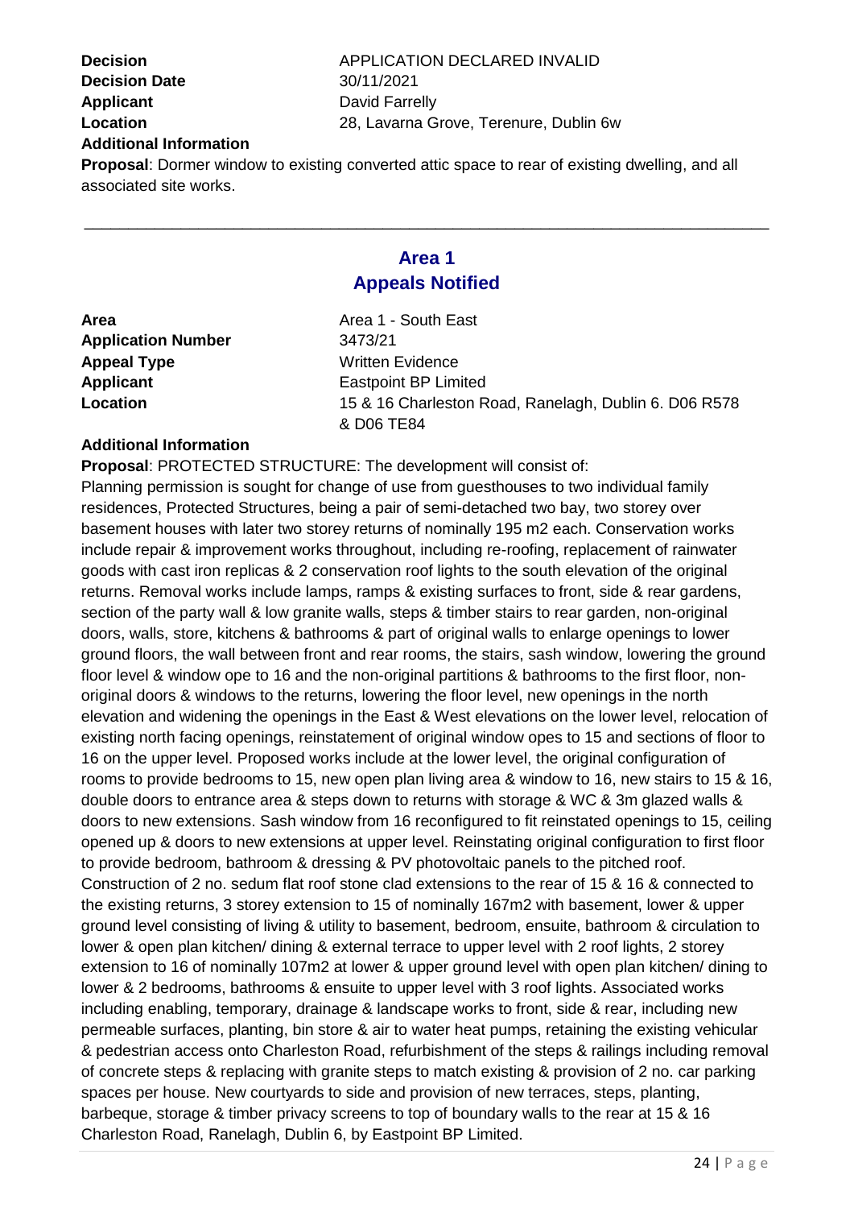**Decision** APPLICATION DECLARED INVALID
**Decision Date** 30/11/2021
**Applicant** David Farrelly
**Location** 28, Lavarna Grove, Terenure, Dublin 6w
**Additional Information**

**Proposal**: Dormer window to existing converted attic space to rear of existing dwelling, and all associated site works.

---

## Area 1
## Appeals Notified

**Area** Area 1 - South East
**Application Number** 3473/21
**Appeal Type** Written Evidence
**Applicant** Eastpoint BP Limited
**Location** 15 & 16 Charleston Road, Ranelagh, Dublin 6. D06 R578 & D06 TE84

**Additional Information**

**Proposal**: PROTECTED STRUCTURE: The development will consist of:
Planning permission is sought for change of use from guesthouses to two individual family residences, Protected Structures, being a pair of semi-detached two bay, two storey over basement houses with later two storey returns of nominally 195 m2 each. Conservation works include repair & improvement works throughout, including re-roofing, replacement of rainwater goods with cast iron replicas & 2 conservation roof lights to the south elevation of the original returns. Removal works include lamps, ramps & existing surfaces to front, side & rear gardens, section of the party wall & low granite walls, steps & timber stairs to rear garden, non-original doors, walls, store, kitchens & bathrooms & part of original walls to enlarge openings to lower ground floors, the wall between front and rear rooms, the stairs, sash window, lowering the ground floor level & window ope to 16 and the non-original partitions & bathrooms to the first floor, non-original doors & windows to the returns, lowering the floor level, new openings in the north elevation and widening the openings in the East & West elevations on the lower level, relocation of existing north facing openings, reinstatement of original window opes to 15 and sections of floor to 16 on the upper level. Proposed works include at the lower level, the original configuration of rooms to provide bedrooms to 15, new open plan living area & window to 16, new stairs to 15 & 16, double doors to entrance area & steps down to returns with storage & WC & 3m glazed walls & doors to new extensions. Sash window from 16 reconfigured to fit reinstated openings to 15, ceiling opened up & doors to new extensions at upper level. Reinstating original configuration to first floor to provide bedroom, bathroom & dressing & PV photovoltaic panels to the pitched roof. Construction of 2 no. sedum flat roof stone clad extensions to the rear of 15 & 16 & connected to the existing returns, 3 storey extension to 15 of nominally 167m2 with basement, lower & upper ground level consisting of living & utility to basement, bedroom, ensuite, bathroom & circulation to lower & open plan kitchen/ dining & external terrace to upper level with 2 roof lights, 2 storey extension to 16 of nominally 107m2 at lower & upper ground level with open plan kitchen/ dining to lower & 2 bedrooms, bathrooms & ensuite to upper level with 3 roof lights. Associated works including enabling, temporary, drainage & landscape works to front, side & rear, including new permeable surfaces, planting, bin store & air to water heat pumps, retaining the existing vehicular & pedestrian access onto Charleston Road, refurbishment of the steps & railings including removal of concrete steps & replacing with granite steps to match existing & provision of 2 no. car parking spaces per house. New courtyards to side and provision of new terraces, steps, planting, barbeque, storage & timber privacy screens to top of boundary walls to the rear at 15 & 16 Charleston Road, Ranelagh, Dublin 6, by Eastpoint BP Limited.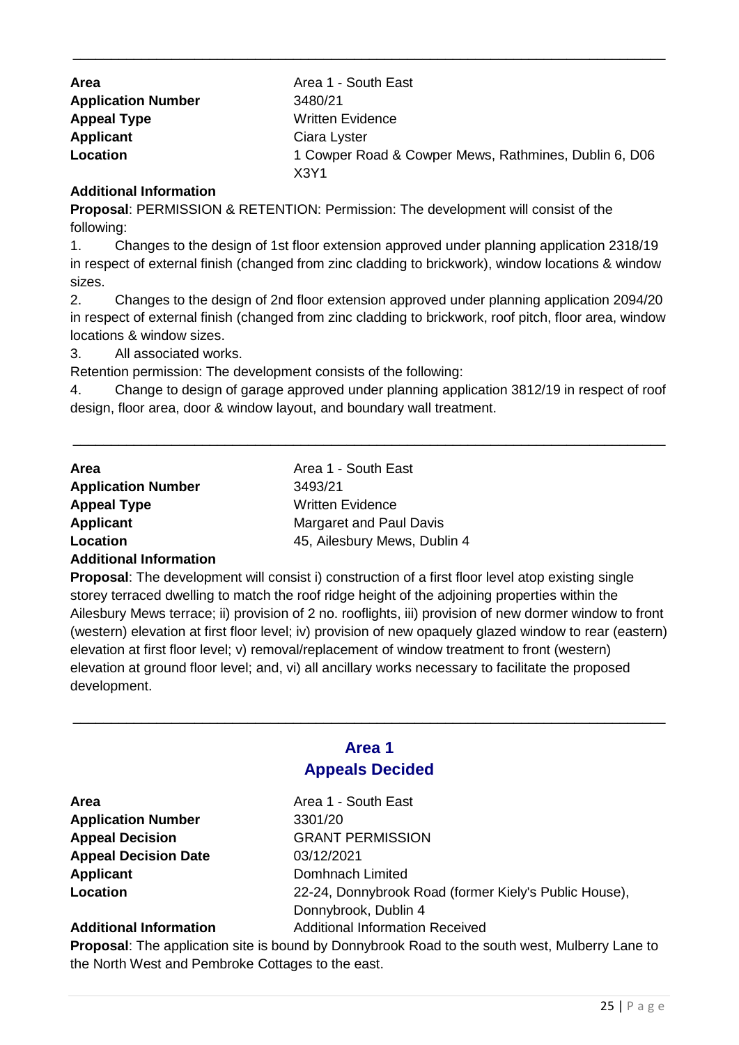---

**Area** Area 1 - South East
**Application Number** 3480/21
**Appeal Type** Written Evidence
**Applicant** Ciara Lyster
**Location** 1 Cowper Road & Cowper Mews, Rathmines, Dublin 6, D06 X3Y1

**Additional Information**

**Proposal**: PERMISSION & RETENTION: Permission: The development will consist of the following:

1. Changes to the design of 1st floor extension approved under planning application 2318/19 in respect of external finish (changed from zinc cladding to brickwork), window locations & window sizes.
2. Changes to the design of 2nd floor extension approved under planning application 2094/20 in respect of external finish (changed from zinc cladding to brickwork, roof pitch, floor area, window locations & window sizes.
3. All associated works.

Retention permission: The development consists of the following:

4. Change to design of garage approved under planning application 3812/19 in respect of roof design, floor area, door & window layout, and boundary wall treatment.

---

**Area** Area 1 - South East
**Application Number** 3493/21
**Appeal Type** Written Evidence
**Applicant** Margaret and Paul Davis
**Location** 45, Ailesbury Mews, Dublin 4

**Additional Information**

**Proposal**: The development will consist i) construction of a first floor level atop existing single storey terraced dwelling to match the roof ridge height of the adjoining properties within the Ailesbury Mews terrace; ii) provision of 2 no. rooflights, iii) provision of new dormer window to front (western) elevation at first floor level; iv) provision of new opaquely glazed window to rear (eastern) elevation at first floor level; v) removal/replacement of window treatment to front (western) elevation at ground floor level; and, vi) all ancillary works necessary to facilitate the proposed development.

---

## Area 1
## Appeals Decided

**Area** Area 1 - South East
**Application Number** 3301/20
**Appeal Decision** GRANT PERMISSION
**Appeal Decision Date** 03/12/2021
**Applicant** Domhnach Limited
**Location** 22-24, Donnybrook Road (former Kiely's Public House), Donnybrook, Dublin 4
**Additional Information** Additional Information Received

**Proposal**: The application site is bound by Donnybrook Road to the south west, Mulberry Lane to the North West and Pembroke Cottages to the east.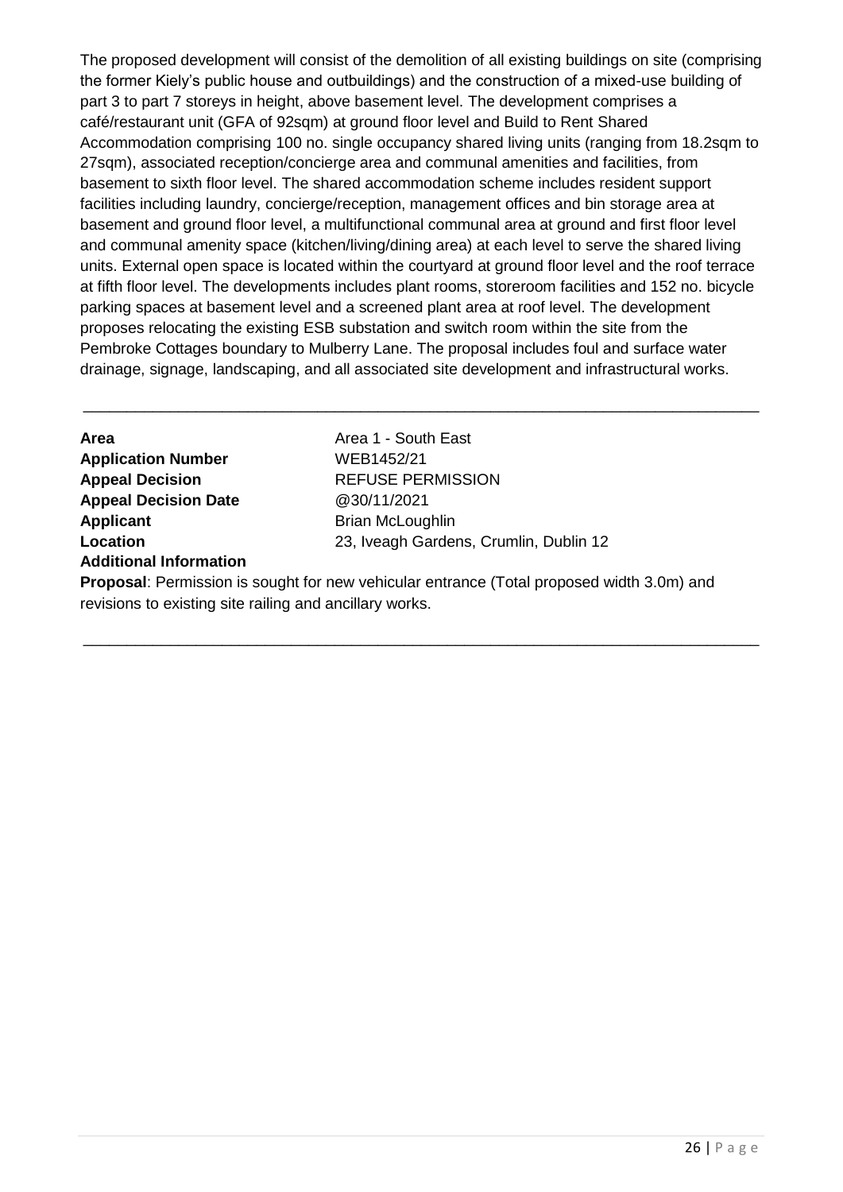The proposed development will consist of the demolition of all existing buildings on site (comprising the former Kiely's public house and outbuildings) and the construction of a mixed-use building of part 3 to part 7 storeys in height, above basement level. The development comprises a café/restaurant unit (GFA of 92sqm) at ground floor level and Build to Rent Shared Accommodation comprising 100 no. single occupancy shared living units (ranging from 18.2sqm to 27sqm), associated reception/concierge area and communal amenities and facilities, from basement to sixth floor level. The shared accommodation scheme includes resident support facilities including laundry, concierge/reception, management offices and bin storage area at basement and ground floor level, a multifunctional communal area at ground and first floor level and communal amenity space (kitchen/living/dining area) at each level to serve the shared living units. External open space is located within the courtyard at ground floor level and the roof terrace at fifth floor level. The developments includes plant rooms, storeroom facilities and 152 no. bicycle parking spaces at basement level and a screened plant area at roof level. The development proposes relocating the existing ESB substation and switch room within the site from the Pembroke Cottages boundary to Mulberry Lane. The proposal includes foul and surface water drainage, signage, landscaping, and all associated site development and infrastructural works.

---

**Area** Area 1 - South East
**Application Number** WEB1452/21
**Appeal Decision** REFUSE PERMISSION
**Appeal Decision Date** @30/11/2021
**Applicant** Brian McLoughlin
**Location** 23, Iveagh Gardens, Crumlin, Dublin 12
**Additional Information**

**Proposal**: Permission is sought for new vehicular entrance (Total proposed width 3.0m) and revisions to existing site railing and ancillary works.

---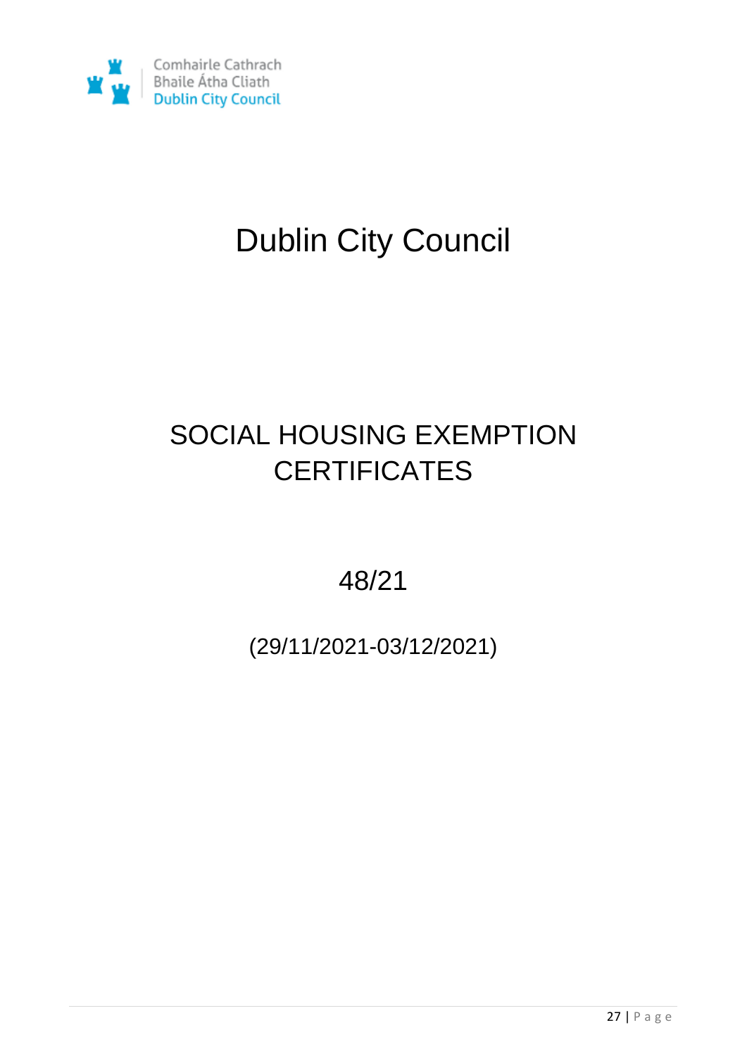Comhairle Cathrach
Bhaile Átha Cliath
Dublin City Council

# Dublin City Council

## SOCIAL HOUSING EXEMPTION CERTIFICATES

48/21

(29/11/2021-03/12/2021)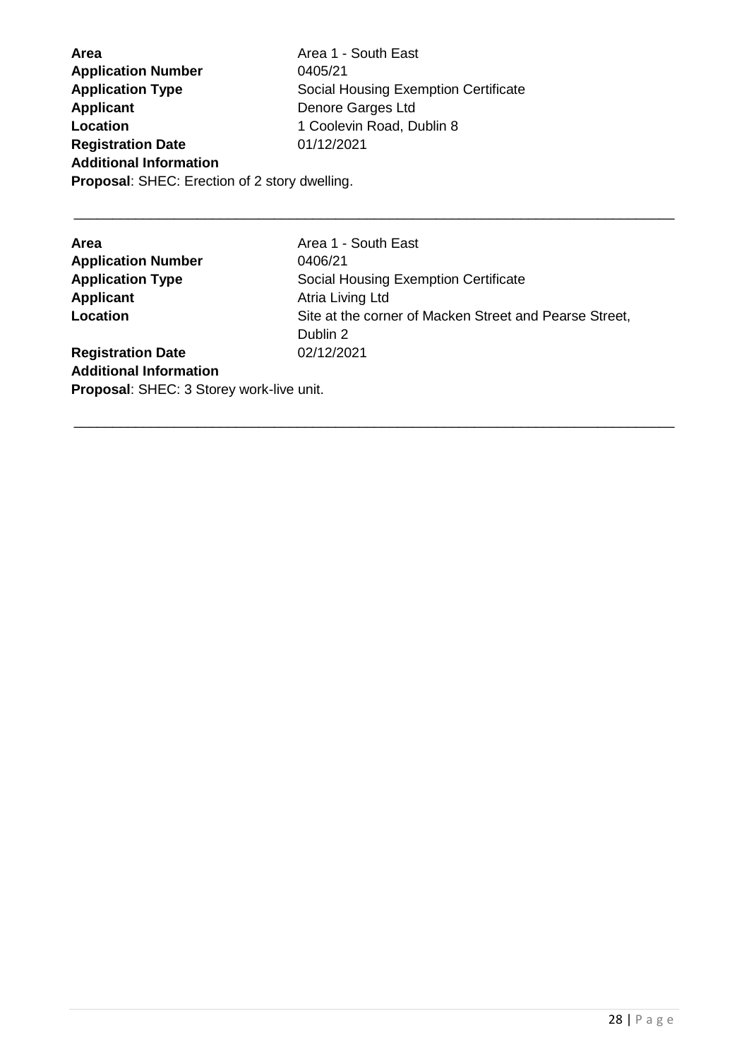**Area** Area 1 - South East
**Application Number** 0405/21
**Application Type** Social Housing Exemption Certificate
**Applicant** Denore Garges Ltd
**Location** 1 Coolevin Road, Dublin 8
**Registration Date** 01/12/2021
**Additional Information**
**Proposal**: SHEC: Erection of 2 story dwelling.

---

**Area** Area 1 - South East
**Application Number** 0406/21
**Application Type** Social Housing Exemption Certificate
**Applicant** Atria Living Ltd
**Location** Site at the corner of Macken Street and Pearse Street, Dublin 2
**Registration Date** 02/12/2021
**Additional Information**
**Proposal**: SHEC: 3 Storey work-live unit.

---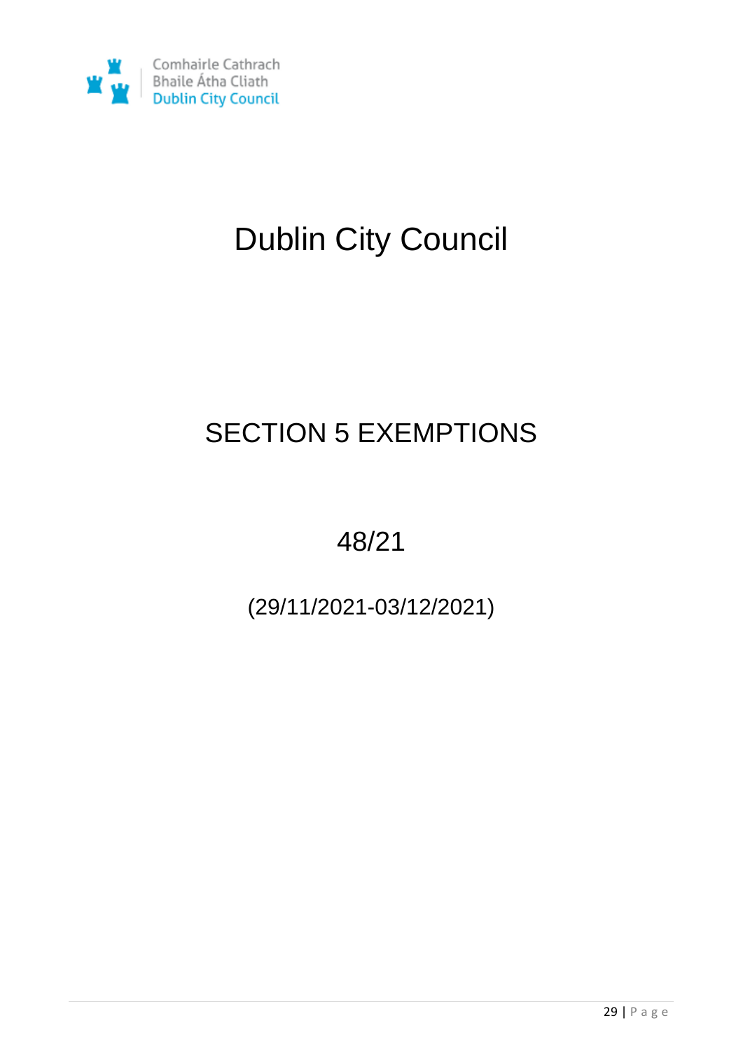Comhairle Cathrach
Bhaile Átha Cliath
Dublin City Council

# Dublin City Council

## SECTION 5 EXEMPTIONS

## 48/21

(29/11/2021-03/12/2021)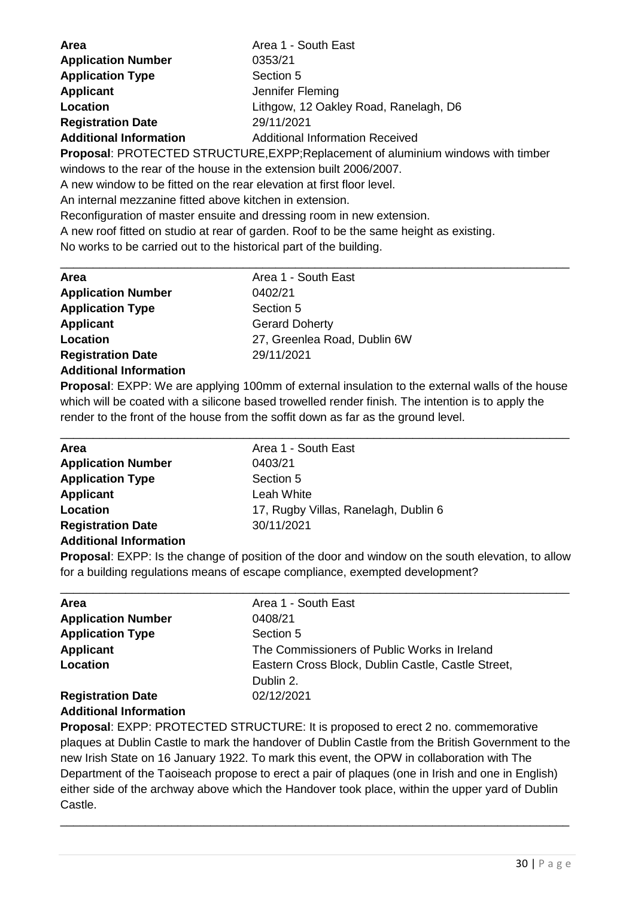| | |
|---|---|
| **Area** | Area 1 - South East |
| **Application Number** | 0353/21 |
| **Application Type** | Section 5 |
| **Applicant** | Jennifer Fleming |
| **Location** | Lithgow, 12 Oakley Road, Ranelagh, D6 |
| **Registration Date** | 29/11/2021 |
| **Additional Information** | Additional Information Received |

**Proposal**: PROTECTED STRUCTURE,EXPP;Replacement of aluminium windows with timber windows to the rear of the house in the extension built 2006/2007.
A new window to be fitted on the rear elevation at first floor level.
An internal mezzanine fitted above kitchen in extension.
Reconfiguration of master ensuite and dressing room in new extension.
A new roof fitted on studio at rear of garden. Roof to be the same height as existing.
No works to be carried out to the historical part of the building.

---

| | |
|---|---|
| **Area** | Area 1 - South East |
| **Application Number** | 0402/21 |
| **Application Type** | Section 5 |
| **Applicant** | Gerard Doherty |
| **Location** | 27, Greenlea Road, Dublin 6W |
| **Registration Date** | 29/11/2021 |
| **Additional Information** | |

**Proposal**: EXPP: We are applying 100mm of external insulation to the external walls of the house which will be coated with a silicone based trowelled render finish. The intention is to apply the render to the front of the house from the soffit down as far as the ground level.

---

| | |
|---|---|
| **Area** | Area 1 - South East |
| **Application Number** | 0403/21 |
| **Application Type** | Section 5 |
| **Applicant** | Leah White |
| **Location** | 17, Rugby Villas, Ranelagh, Dublin 6 |
| **Registration Date** | 30/11/2021 |
| **Additional Information** | |

**Proposal**: EXPP: Is the change of position of the door and window on the south elevation, to allow for a building regulations means of escape compliance, exempted development?

---

| | |
|---|---|
| **Area** | Area 1 - South East |
| **Application Number** | 0408/21 |
| **Application Type** | Section 5 |
| **Applicant** | The Commissioners of Public Works in Ireland |
| **Location** | Eastern Cross Block, Dublin Castle, Castle Street, Dublin 2. |
| **Registration Date** | 02/12/2021 |
| **Additional Information** | |

**Proposal**: EXPP: PROTECTED STRUCTURE: It is proposed to erect 2 no. commemorative plaques at Dublin Castle to mark the handover of Dublin Castle from the British Government to the new Irish State on 16 January 1922. To mark this event, the OPW in collaboration with The Department of the Taoiseach propose to erect a pair of plaques (one in Irish and one in English) either side of the archway above which the Handover took place, within the upper yard of Dublin Castle.

---